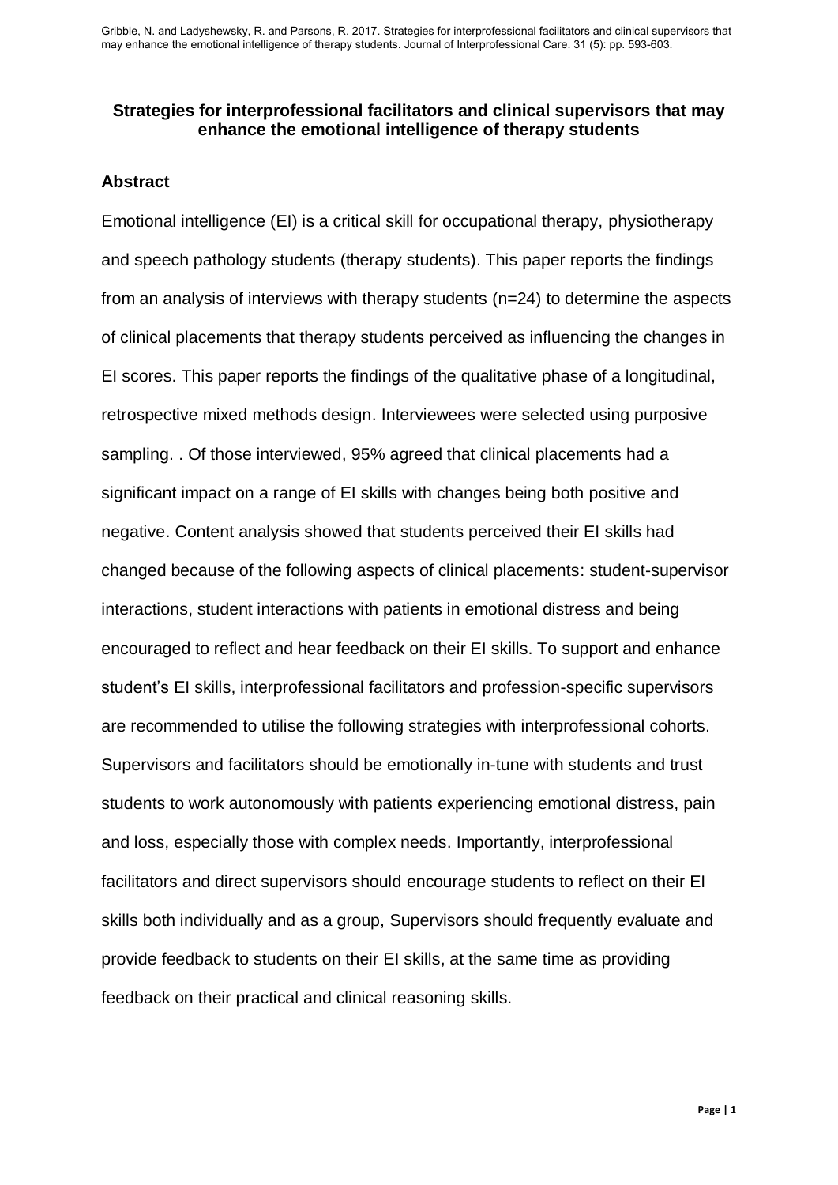Gribble, N. and Ladyshewsky, R. and Parsons, R. 2017. Strategies for interprofessional facilitators and clinical supervisors that may enhance the emotional intelligence of therapy students. Journal of Interprofessional Care. 31 (5): pp. 593-603.

## Strategies for interprofessional facilitators and clinical supervisors that may enhance the emotional intelligence of therapy students

### Abstract

Emotional intelligence (EI) is a critical skill for occupational therapy, physiotherapy and speech pathology students (therapy students). This paper reports the findings from an analysis of interviews with therapy students (n=24) to determine the aspects of clinical placements that therapy students perceived as influencing the changes in EI scores. This paper reports the findings of the qualitative phase of a longitudinal, retrospective mixed methods design. Interviewees were selected using purposive sampling. . Of those interviewed, 95% agreed that clinical placements had a significant impact on a range of EI skills with changes being both positive and negative. Content analysis showed that students perceived their EI skills had changed because of the following aspects of clinical placements: student-supervisor interactions, student interactions with patients in emotional distress and being encouraged to reflect and hear feedback on their EI skills. To support and enhance student's EI skills, interprofessional facilitators and profession-specific supervisors are recommended to utilise the following strategies with interprofessional cohorts. Supervisors and facilitators should be emotionally in-tune with students and trust students to work autonomously with patients experiencing emotional distress, pain and loss, especially those with complex needs. Importantly, interprofessional facilitators and direct supervisors should encourage students to reflect on their EI skills both individually and as a group, Supervisors should frequently evaluate and provide feedback to students on their EI skills, at the same time as providing feedback on their practical and clinical reasoning skills.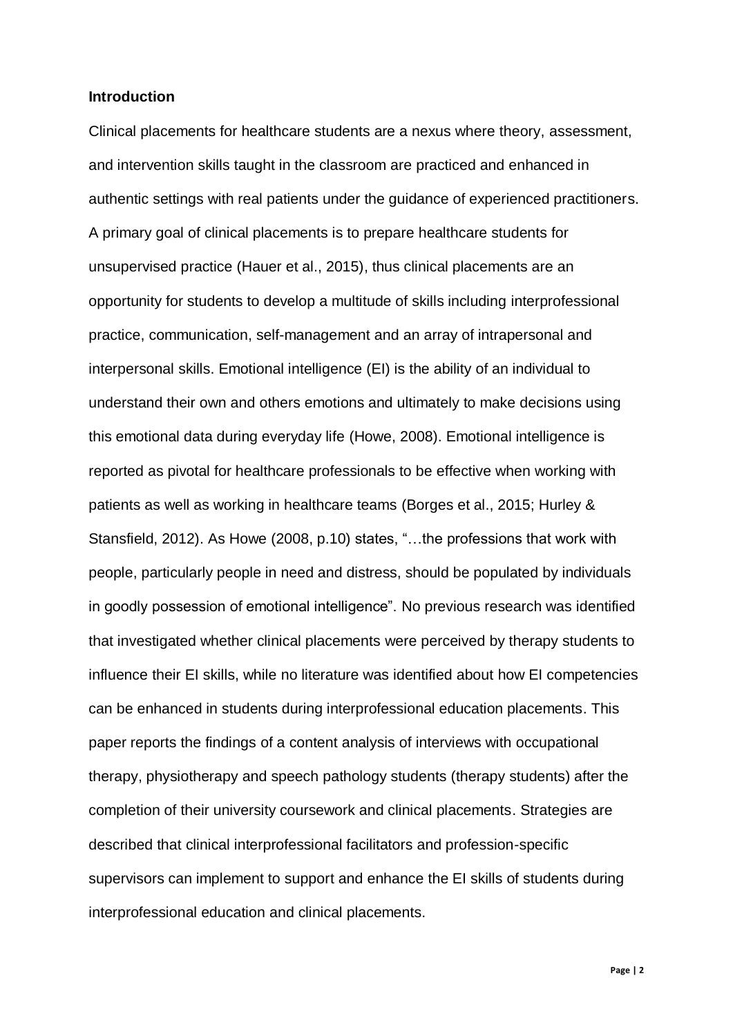## Introduction

Clinical placements for healthcare students are a nexus where theory, assessment, and intervention skills taught in the classroom are practiced and enhanced in authentic settings with real patients under the guidance of experienced practitioners. A primary goal of clinical placements is to prepare healthcare students for unsupervised practice (Hauer et al., 2015), thus clinical placements are an opportunity for students to develop a multitude of skills including interprofessional practice, communication, self-management and an array of intrapersonal and interpersonal skills. Emotional intelligence (EI) is the ability of an individual to understand their own and others emotions and ultimately to make decisions using this emotional data during everyday life (Howe, 2008). Emotional intelligence is reported as pivotal for healthcare professionals to be effective when working with patients as well as working in healthcare teams (Borges et al., 2015; Hurley & Stansfield, 2012). As Howe (2008, p.10) states, "…the professions that work with people, particularly people in need and distress, should be populated by individuals in goodly possession of emotional intelligence". No previous research was identified that investigated whether clinical placements were perceived by therapy students to influence their EI skills, while no literature was identified about how EI competencies can be enhanced in students during interprofessional education placements. This paper reports the findings of a content analysis of interviews with occupational therapy, physiotherapy and speech pathology students (therapy students) after the completion of their university coursework and clinical placements. Strategies are described that clinical interprofessional facilitators and profession-specific supervisors can implement to support and enhance the EI skills of students during interprofessional education and clinical placements.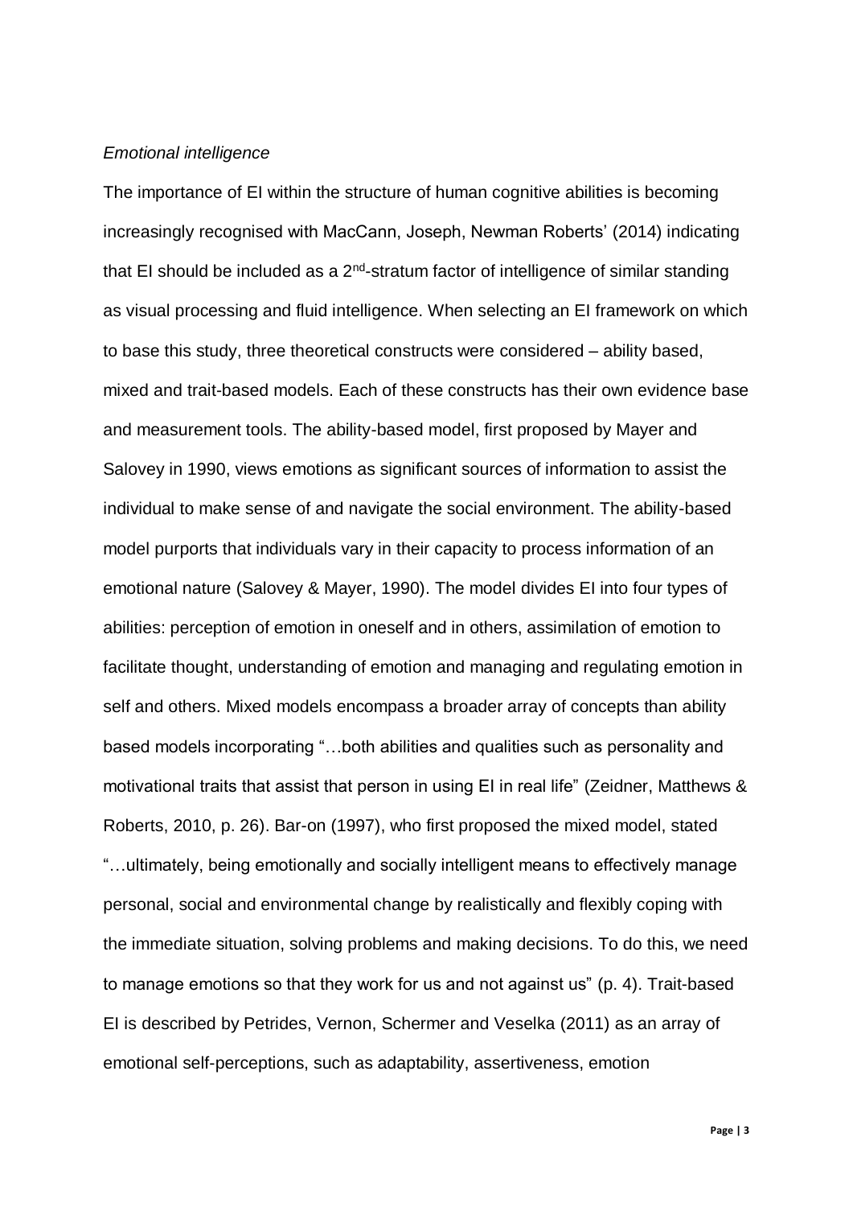*Emotional intelligence*

The importance of EI within the structure of human cognitive abilities is becoming increasingly recognised with MacCann, Joseph, Newman Roberts' (2014) indicating that EI should be included as a 2nd-stratum factor of intelligence of similar standing as visual processing and fluid intelligence. When selecting an EI framework on which to base this study, three theoretical constructs were considered – ability based, mixed and trait-based models. Each of these constructs has their own evidence base and measurement tools. The ability-based model, first proposed by Mayer and Salovey in 1990, views emotions as significant sources of information to assist the individual to make sense of and navigate the social environment. The ability-based model purports that individuals vary in their capacity to process information of an emotional nature (Salovey & Mayer, 1990). The model divides EI into four types of abilities: perception of emotion in oneself and in others, assimilation of emotion to facilitate thought, understanding of emotion and managing and regulating emotion in self and others. Mixed models encompass a broader array of concepts than ability based models incorporating "…both abilities and qualities such as personality and motivational traits that assist that person in using EI in real life" (Zeidner, Matthews & Roberts, 2010, p. 26). Bar-on (1997), who first proposed the mixed model, stated "…ultimately, being emotionally and socially intelligent means to effectively manage personal, social and environmental change by realistically and flexibly coping with the immediate situation, solving problems and making decisions. To do this, we need to manage emotions so that they work for us and not against us" (p. 4). Trait-based EI is described by Petrides, Vernon, Schermer and Veselka (2011) as an array of emotional self-perceptions, such as adaptability, assertiveness, emotion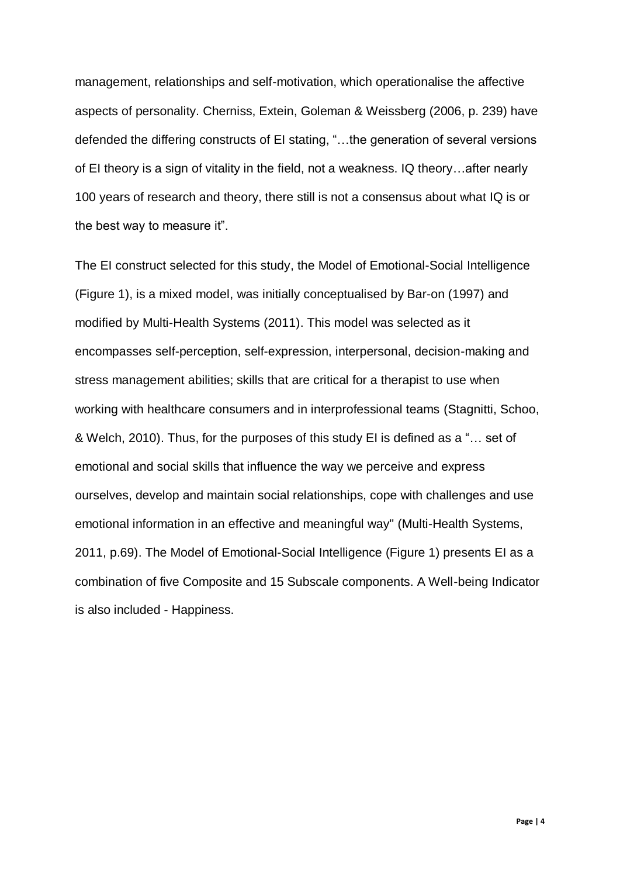management, relationships and self-motivation, which operationalise the affective aspects of personality. Cherniss, Extein, Goleman & Weissberg (2006, p. 239) have defended the differing constructs of EI stating, "…the generation of several versions of EI theory is a sign of vitality in the field, not a weakness. IQ theory…after nearly 100 years of research and theory, there still is not a consensus about what IQ is or the best way to measure it".

The EI construct selected for this study, the Model of Emotional-Social Intelligence (Figure 1), is a mixed model, was initially conceptualised by Bar-on (1997) and modified by Multi-Health Systems (2011). This model was selected as it encompasses self-perception, self-expression, interpersonal, decision-making and stress management abilities; skills that are critical for a therapist to use when working with healthcare consumers and in interprofessional teams (Stagnitti, Schoo, & Welch, 2010). Thus, for the purposes of this study EI is defined as a "… set of emotional and social skills that influence the way we perceive and express ourselves, develop and maintain social relationships, cope with challenges and use emotional information in an effective and meaningful way" (Multi-Health Systems, 2011, p.69). The Model of Emotional-Social Intelligence (Figure 1) presents EI as a combination of five Composite and 15 Subscale components. A Well-being Indicator is also included - Happiness.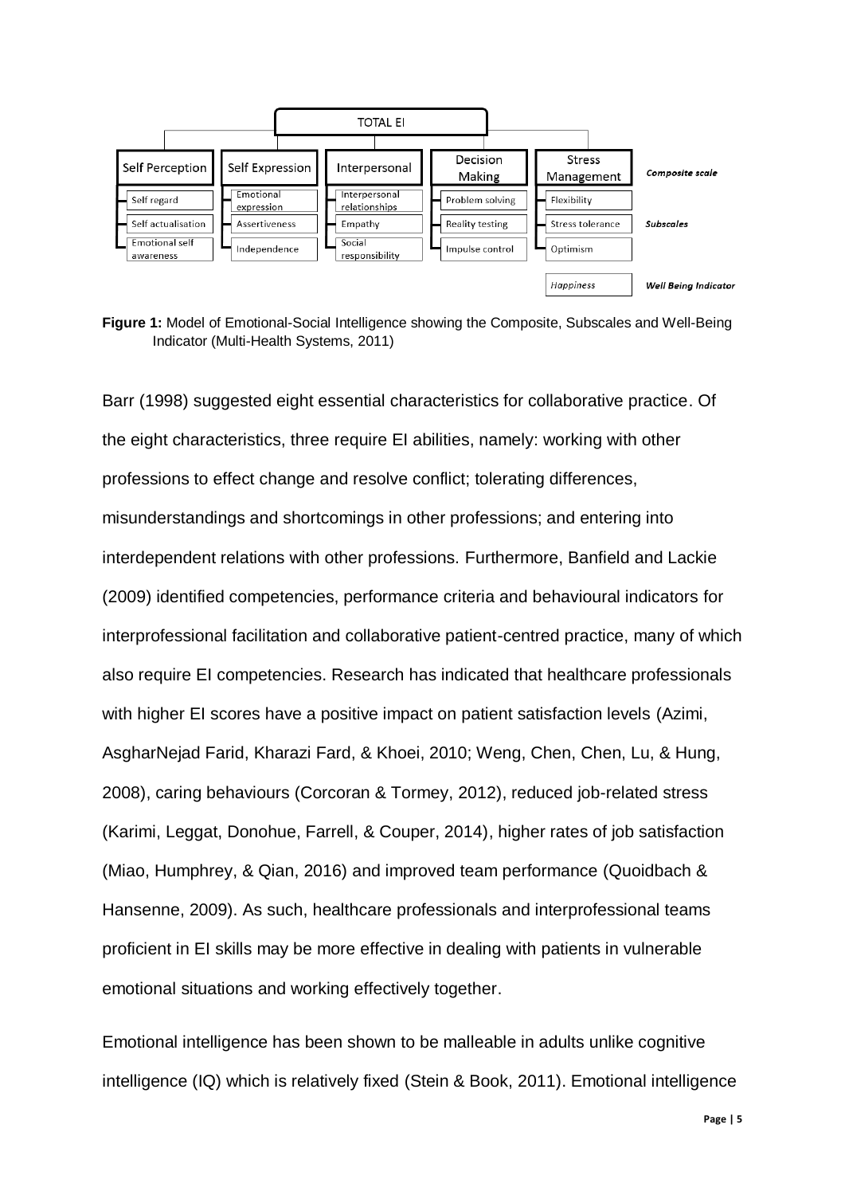| TOTAL EI | | | | | |
|---|---|---|---|---|---|
| Self Perception | Self Expression | Interpersonal | Decision Making | Stress Management | *Composite scale* |
| Self regard | Emotional expression | Interpersonal relationships | Problem solving | Flexibility | |
| Self actualisation | Assertiveness | Empathy | Reality testing | Stress tolerance | *Subscales* |
| Emotional self awareness | Independence | Social responsibility | Impulse control | Optimism | |
| | | | | *Happiness* | *Well Being Indicator* |

**Figure 1:** Model of Emotional-Social Intelligence showing the Composite, Subscales and Well-Being Indicator (Multi-Health Systems, 2011)

Barr (1998) suggested eight essential characteristics for collaborative practice. Of the eight characteristics, three require EI abilities, namely: working with other professions to effect change and resolve conflict; tolerating differences, misunderstandings and shortcomings in other professions; and entering into interdependent relations with other professions. Furthermore, Banfield and Lackie (2009) identified competencies, performance criteria and behavioural indicators for interprofessional facilitation and collaborative patient-centred practice, many of which also require EI competencies. Research has indicated that healthcare professionals with higher EI scores have a positive impact on patient satisfaction levels (Azimi, AsgharNejad Farid, Kharazi Fard, & Khoei, 2010; Weng, Chen, Chen, Lu, & Hung, 2008), caring behaviours (Corcoran & Tormey, 2012), reduced job-related stress (Karimi, Leggat, Donohue, Farrell, & Couper, 2014), higher rates of job satisfaction (Miao, Humphrey, & Qian, 2016) and improved team performance (Quoidbach & Hansenne, 2009). As such, healthcare professionals and interprofessional teams proficient in EI skills may be more effective in dealing with patients in vulnerable emotional situations and working effectively together.

Emotional intelligence has been shown to be malleable in adults unlike cognitive intelligence (IQ) which is relatively fixed (Stein & Book, 2011). Emotional intelligence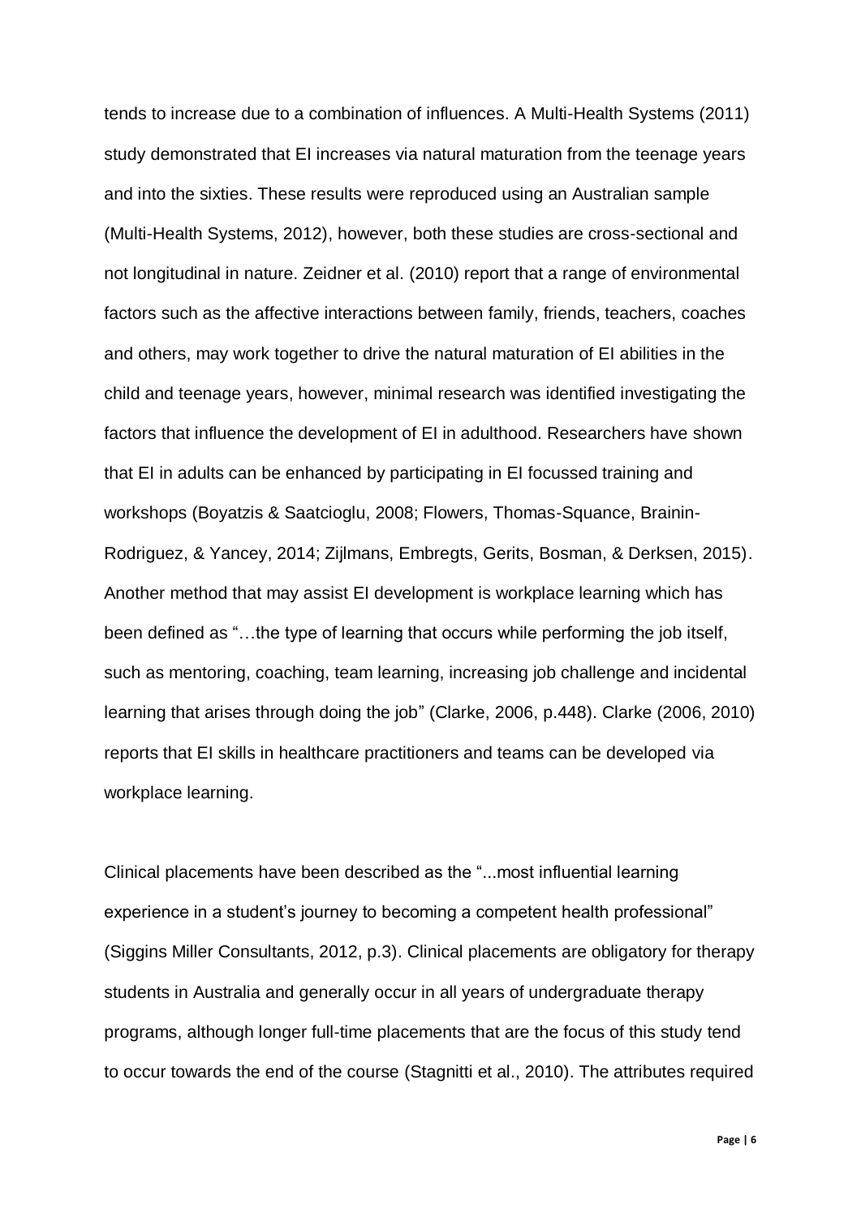tends to increase due to a combination of influences. A Multi-Health Systems (2011) study demonstrated that EI increases via natural maturation from the teenage years and into the sixties. These results were reproduced using an Australian sample (Multi-Health Systems, 2012), however, both these studies are cross-sectional and not longitudinal in nature. Zeidner et al. (2010) report that a range of environmental factors such as the affective interactions between family, friends, teachers, coaches and others, may work together to drive the natural maturation of EI abilities in the child and teenage years, however, minimal research was identified investigating the factors that influence the development of EI in adulthood. Researchers have shown that EI in adults can be enhanced by participating in EI focussed training and workshops (Boyatzis & Saatcioglu, 2008; Flowers, Thomas-Squance, Brainin-Rodriguez, & Yancey, 2014; Zijlmans, Embregts, Gerits, Bosman, & Derksen, 2015). Another method that may assist EI development is workplace learning which has been defined as "…the type of learning that occurs while performing the job itself, such as mentoring, coaching, team learning, increasing job challenge and incidental learning that arises through doing the job" (Clarke, 2006, p.448). Clarke (2006, 2010) reports that EI skills in healthcare practitioners and teams can be developed via workplace learning.

Clinical placements have been described as the "...most influential learning experience in a student's journey to becoming a competent health professional" (Siggins Miller Consultants, 2012, p.3). Clinical placements are obligatory for therapy students in Australia and generally occur in all years of undergraduate therapy programs, although longer full-time placements that are the focus of this study tend to occur towards the end of the course (Stagnitti et al., 2010). The attributes required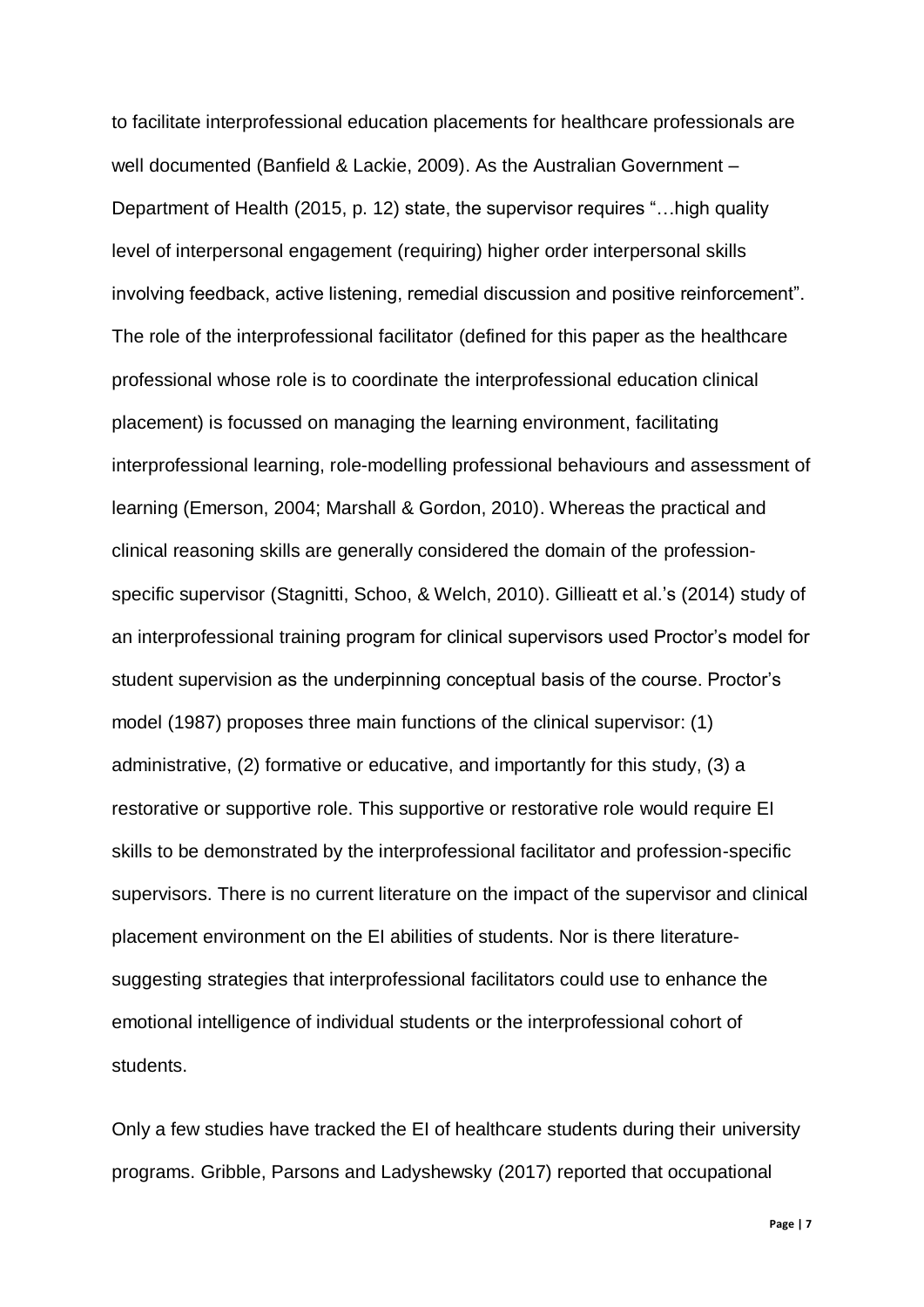to facilitate interprofessional education placements for healthcare professionals are well documented (Banfield & Lackie, 2009). As the Australian Government – Department of Health (2015, p. 12) state, the supervisor requires "…high quality level of interpersonal engagement (requiring) higher order interpersonal skills involving feedback, active listening, remedial discussion and positive reinforcement". The role of the interprofessional facilitator (defined for this paper as the healthcare professional whose role is to coordinate the interprofessional education clinical placement) is focussed on managing the learning environment, facilitating interprofessional learning, role-modelling professional behaviours and assessment of learning (Emerson, 2004; Marshall & Gordon, 2010). Whereas the practical and clinical reasoning skills are generally considered the domain of the profession-specific supervisor (Stagnitti, Schoo, & Welch, 2010). Gillieatt et al.'s (2014) study of an interprofessional training program for clinical supervisors used Proctor's model for student supervision as the underpinning conceptual basis of the course. Proctor's model (1987) proposes three main functions of the clinical supervisor: (1) administrative, (2) formative or educative, and importantly for this study, (3) a restorative or supportive role. This supportive or restorative role would require EI skills to be demonstrated by the interprofessional facilitator and profession-specific supervisors. There is no current literature on the impact of the supervisor and clinical placement environment on the EI abilities of students. Nor is there literature-suggesting strategies that interprofessional facilitators could use to enhance the emotional intelligence of individual students or the interprofessional cohort of students.

Only a few studies have tracked the EI of healthcare students during their university programs. Gribble, Parsons and Ladyshewsky (2017) reported that occupational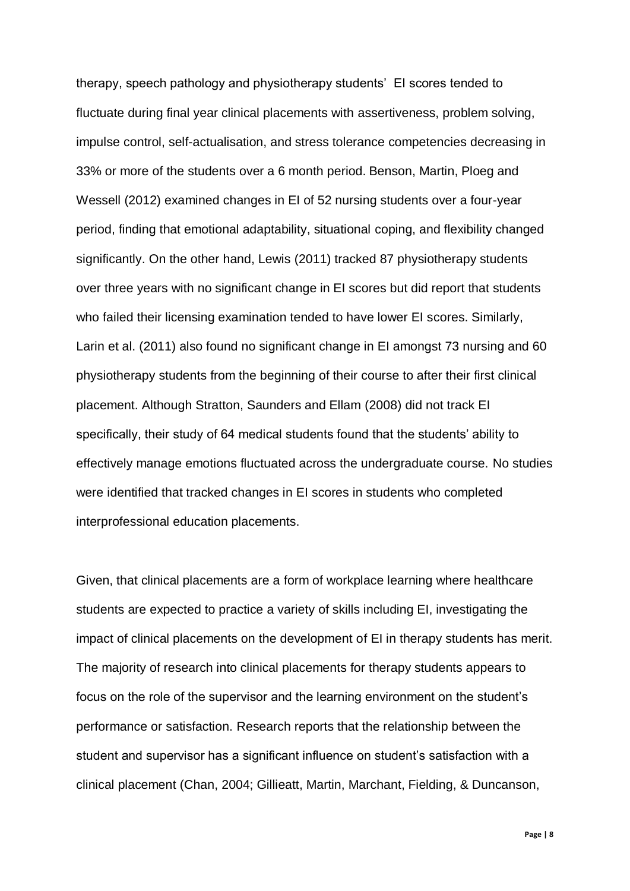therapy, speech pathology and physiotherapy students' EI scores tended to fluctuate during final year clinical placements with assertiveness, problem solving, impulse control, self-actualisation, and stress tolerance competencies decreasing in 33% or more of the students over a 6 month period. Benson, Martin, Ploeg and Wessell (2012) examined changes in EI of 52 nursing students over a four-year period, finding that emotional adaptability, situational coping, and flexibility changed significantly. On the other hand, Lewis (2011) tracked 87 physiotherapy students over three years with no significant change in EI scores but did report that students who failed their licensing examination tended to have lower EI scores. Similarly, Larin et al. (2011) also found no significant change in EI amongst 73 nursing and 60 physiotherapy students from the beginning of their course to after their first clinical placement. Although Stratton, Saunders and Ellam (2008) did not track EI specifically, their study of 64 medical students found that the students' ability to effectively manage emotions fluctuated across the undergraduate course. No studies were identified that tracked changes in EI scores in students who completed interprofessional education placements.

Given, that clinical placements are a form of workplace learning where healthcare students are expected to practice a variety of skills including EI, investigating the impact of clinical placements on the development of EI in therapy students has merit. The majority of research into clinical placements for therapy students appears to focus on the role of the supervisor and the learning environment on the student's performance or satisfaction. Research reports that the relationship between the student and supervisor has a significant influence on student's satisfaction with a clinical placement (Chan, 2004; Gillieatt, Martin, Marchant, Fielding, & Duncanson,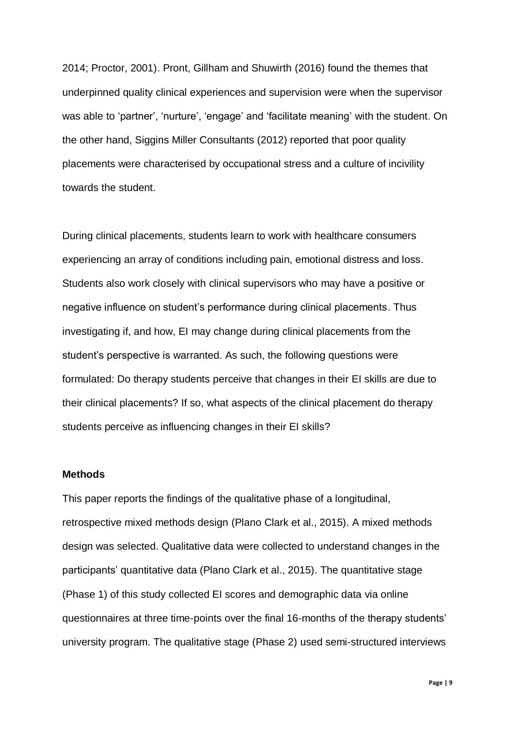2014; Proctor, 2001). Pront, Gillham and Shuwirth (2016) found the themes that underpinned quality clinical experiences and supervision were when the supervisor was able to 'partner', 'nurture', 'engage' and 'facilitate meaning' with the student. On the other hand, Siggins Miller Consultants (2012) reported that poor quality placements were characterised by occupational stress and a culture of incivility towards the student.

During clinical placements, students learn to work with healthcare consumers experiencing an array of conditions including pain, emotional distress and loss. Students also work closely with clinical supervisors who may have a positive or negative influence on student's performance during clinical placements. Thus investigating if, and how, EI may change during clinical placements from the student's perspective is warranted. As such, the following questions were formulated: Do therapy students perceive that changes in their EI skills are due to their clinical placements? If so, what aspects of the clinical placement do therapy students perceive as influencing changes in their EI skills?

**Methods**

This paper reports the findings of the qualitative phase of a longitudinal, retrospective mixed methods design (Plano Clark et al., 2015). A mixed methods design was selected. Qualitative data were collected to understand changes in the participants' quantitative data (Plano Clark et al., 2015). The quantitative stage (Phase 1) of this study collected EI scores and demographic data via online questionnaires at three time-points over the final 16-months of the therapy students' university program. The qualitative stage (Phase 2) used semi-structured interviews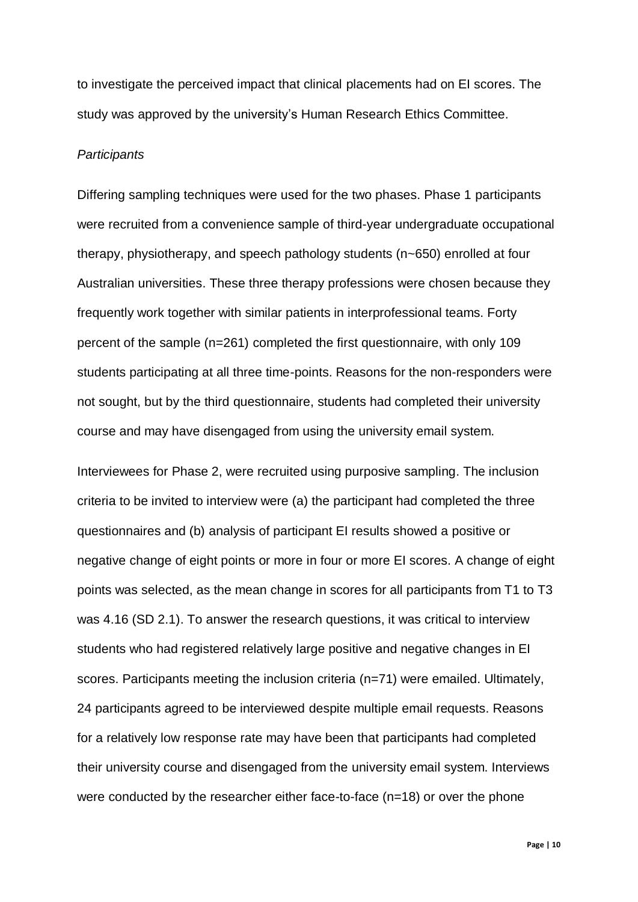to investigate the perceived impact that clinical placements had on EI scores. The study was approved by the university's Human Research Ethics Committee.

*Participants*

Differing sampling techniques were used for the two phases. Phase 1 participants were recruited from a convenience sample of third-year undergraduate occupational therapy, physiotherapy, and speech pathology students (n~650) enrolled at four Australian universities. These three therapy professions were chosen because they frequently work together with similar patients in interprofessional teams. Forty percent of the sample (n=261) completed the first questionnaire, with only 109 students participating at all three time-points. Reasons for the non-responders were not sought, but by the third questionnaire, students had completed their university course and may have disengaged from using the university email system.

Interviewees for Phase 2, were recruited using purposive sampling. The inclusion criteria to be invited to interview were (a) the participant had completed the three questionnaires and (b) analysis of participant EI results showed a positive or negative change of eight points or more in four or more EI scores. A change of eight points was selected, as the mean change in scores for all participants from T1 to T3 was 4.16 (SD 2.1). To answer the research questions, it was critical to interview students who had registered relatively large positive and negative changes in EI scores. Participants meeting the inclusion criteria (n=71) were emailed. Ultimately, 24 participants agreed to be interviewed despite multiple email requests. Reasons for a relatively low response rate may have been that participants had completed their university course and disengaged from the university email system. Interviews were conducted by the researcher either face-to-face (n=18) or over the phone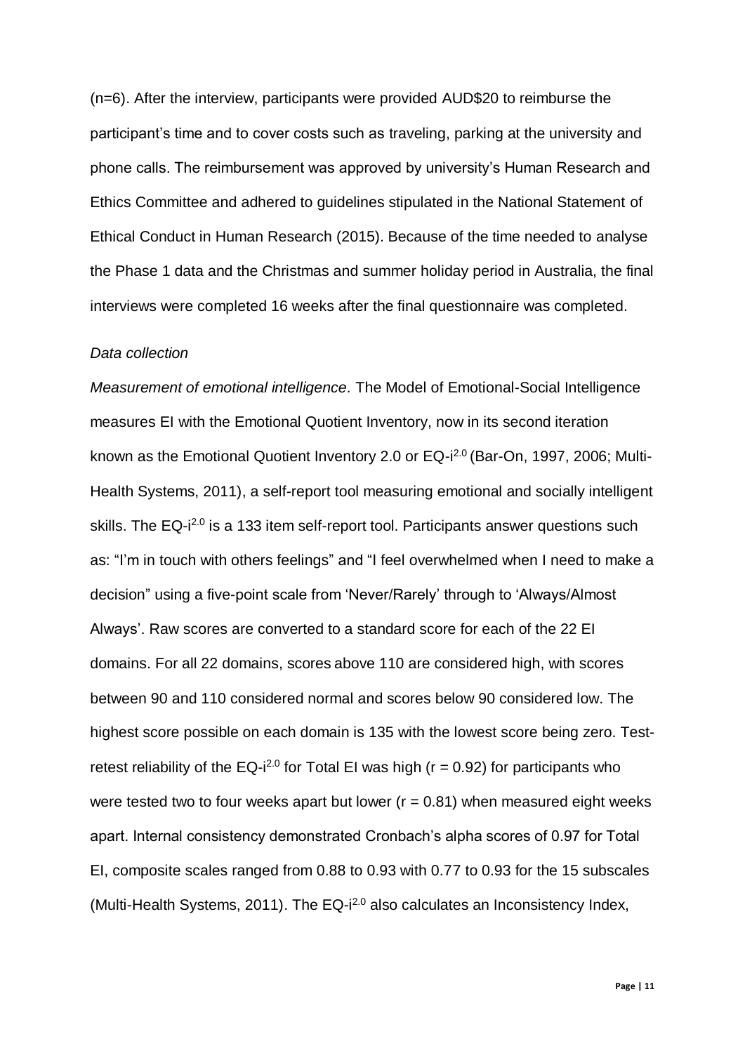(n=6). After the interview, participants were provided AUD$20 to reimburse the participant's time and to cover costs such as traveling, parking at the university and phone calls. The reimbursement was approved by university's Human Research and Ethics Committee and adhered to guidelines stipulated in the National Statement of Ethical Conduct in Human Research (2015). Because of the time needed to analyse the Phase 1 data and the Christmas and summer holiday period in Australia, the final interviews were completed 16 weeks after the final questionnaire was completed.

*Data collection*

*Measurement of emotional intelligence.* The Model of Emotional-Social Intelligence measures EI with the Emotional Quotient Inventory, now in its second iteration known as the Emotional Quotient Inventory 2.0 or EQ-$i^{2.0}$ (Bar-On, 1997, 2006; Multi-Health Systems, 2011), a self-report tool measuring emotional and socially intelligent skills. The EQ-$i^{2.0}$ is a 133 item self-report tool. Participants answer questions such as: "I'm in touch with others feelings" and "I feel overwhelmed when I need to make a decision" using a five-point scale from 'Never/Rarely' through to 'Always/Almost Always'. Raw scores are converted to a standard score for each of the 22 EI domains. For all 22 domains, scores above 110 are considered high, with scores between 90 and 110 considered normal and scores below 90 considered low. The highest score possible on each domain is 135 with the lowest score being zero. Test-retest reliability of the EQ-$i^{2.0}$ for Total EI was high ($r = 0.92$) for participants who were tested two to four weeks apart but lower ($r = 0.81$) when measured eight weeks apart. Internal consistency demonstrated Cronbach's alpha scores of 0.97 for Total EI, composite scales ranged from 0.88 to 0.93 with 0.77 to 0.93 for the 15 subscales (Multi-Health Systems, 2011). The EQ-$i^{2.0}$ also calculates an Inconsistency Index,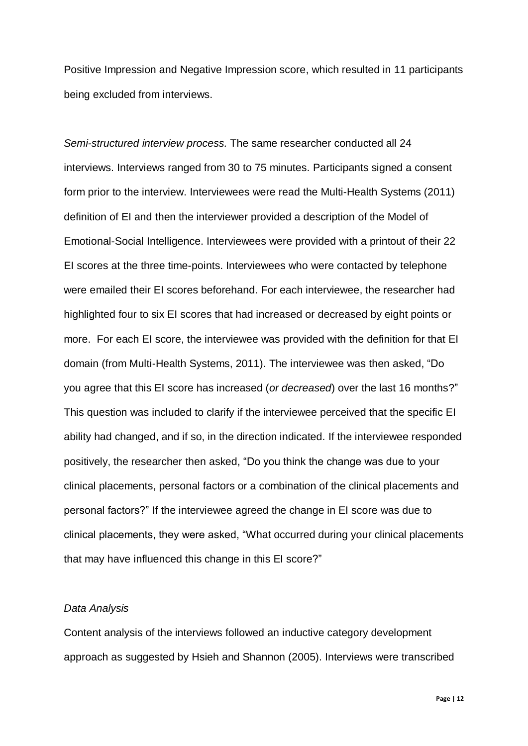Positive Impression and Negative Impression score, which resulted in 11 participants being excluded from interviews.

*Semi-structured interview process.* The same researcher conducted all 24 interviews. Interviews ranged from 30 to 75 minutes. Participants signed a consent form prior to the interview. Interviewees were read the Multi-Health Systems (2011) definition of EI and then the interviewer provided a description of the Model of Emotional-Social Intelligence. Interviewees were provided with a printout of their 22 EI scores at the three time-points. Interviewees who were contacted by telephone were emailed their EI scores beforehand. For each interviewee, the researcher had highlighted four to six EI scores that had increased or decreased by eight points or more. For each EI score, the interviewee was provided with the definition for that EI domain (from Multi-Health Systems, 2011). The interviewee was then asked, "Do you agree that this EI score has increased (*or decreased*) over the last 16 months?" This question was included to clarify if the interviewee perceived that the specific EI ability had changed, and if so, in the direction indicated. If the interviewee responded positively, the researcher then asked, "Do you think the change was due to your clinical placements, personal factors or a combination of the clinical placements and personal factors?" If the interviewee agreed the change in EI score was due to clinical placements, they were asked, "What occurred during your clinical placements that may have influenced this change in this EI score?"

*Data Analysis*

Content analysis of the interviews followed an inductive category development approach as suggested by Hsieh and Shannon (2005). Interviews were transcribed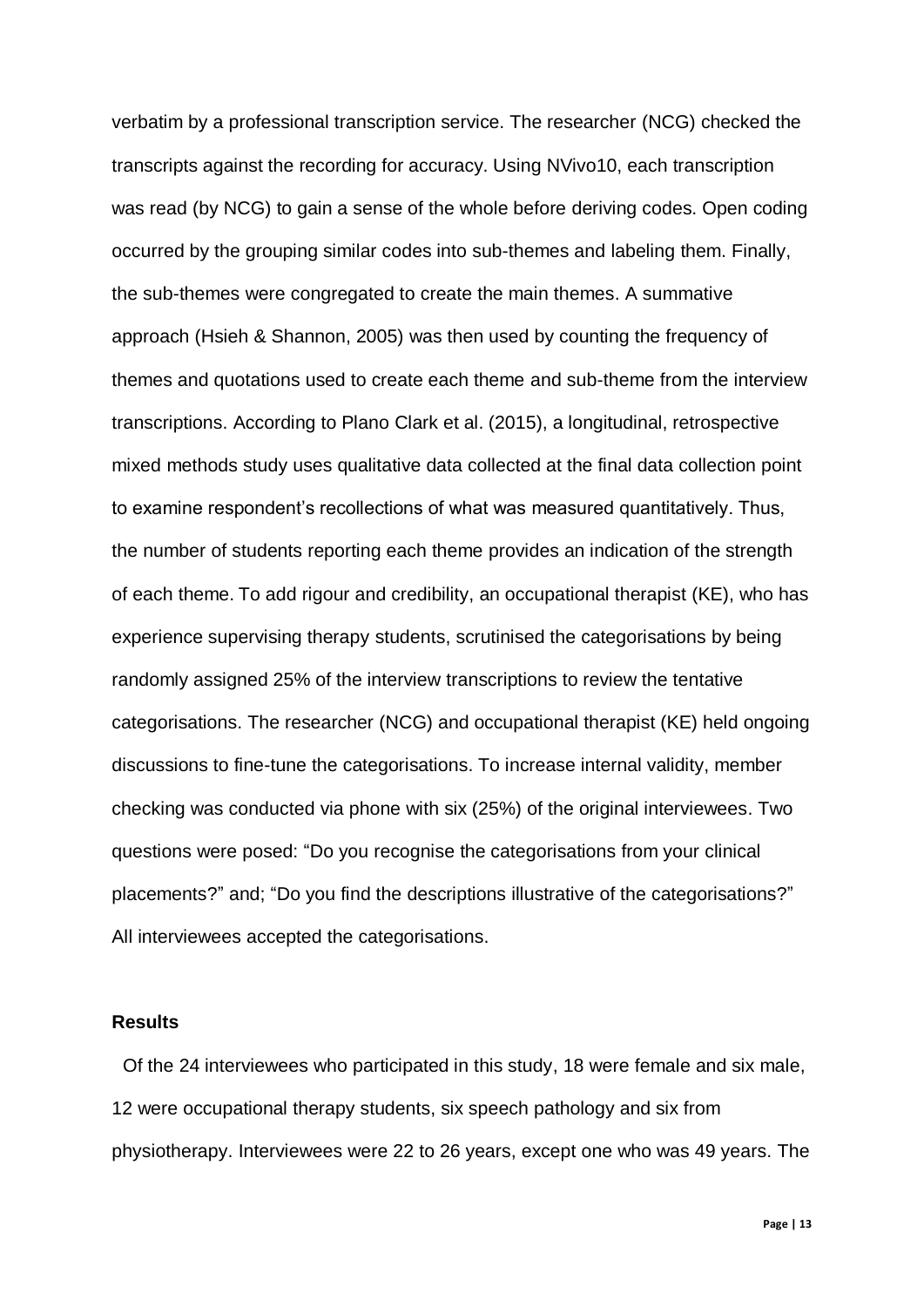verbatim by a professional transcription service. The researcher (NCG) checked the transcripts against the recording for accuracy. Using NVivo10, each transcription was read (by NCG) to gain a sense of the whole before deriving codes. Open coding occurred by the grouping similar codes into sub-themes and labeling them. Finally, the sub-themes were congregated to create the main themes. A summative approach (Hsieh & Shannon, 2005) was then used by counting the frequency of themes and quotations used to create each theme and sub-theme from the interview transcriptions. According to Plano Clark et al. (2015), a longitudinal, retrospective mixed methods study uses qualitative data collected at the final data collection point to examine respondent's recollections of what was measured quantitatively. Thus, the number of students reporting each theme provides an indication of the strength of each theme. To add rigour and credibility, an occupational therapist (KE), who has experience supervising therapy students, scrutinised the categorisations by being randomly assigned 25% of the interview transcriptions to review the tentative categorisations. The researcher (NCG) and occupational therapist (KE) held ongoing discussions to fine-tune the categorisations. To increase internal validity, member checking was conducted via phone with six (25%) of the original interviewees. Two questions were posed: "Do you recognise the categorisations from your clinical placements?" and; "Do you find the descriptions illustrative of the categorisations?" All interviewees accepted the categorisations.

## Results

Of the 24 interviewees who participated in this study, 18 were female and six male, 12 were occupational therapy students, six speech pathology and six from physiotherapy. Interviewees were 22 to 26 years, except one who was 49 years. The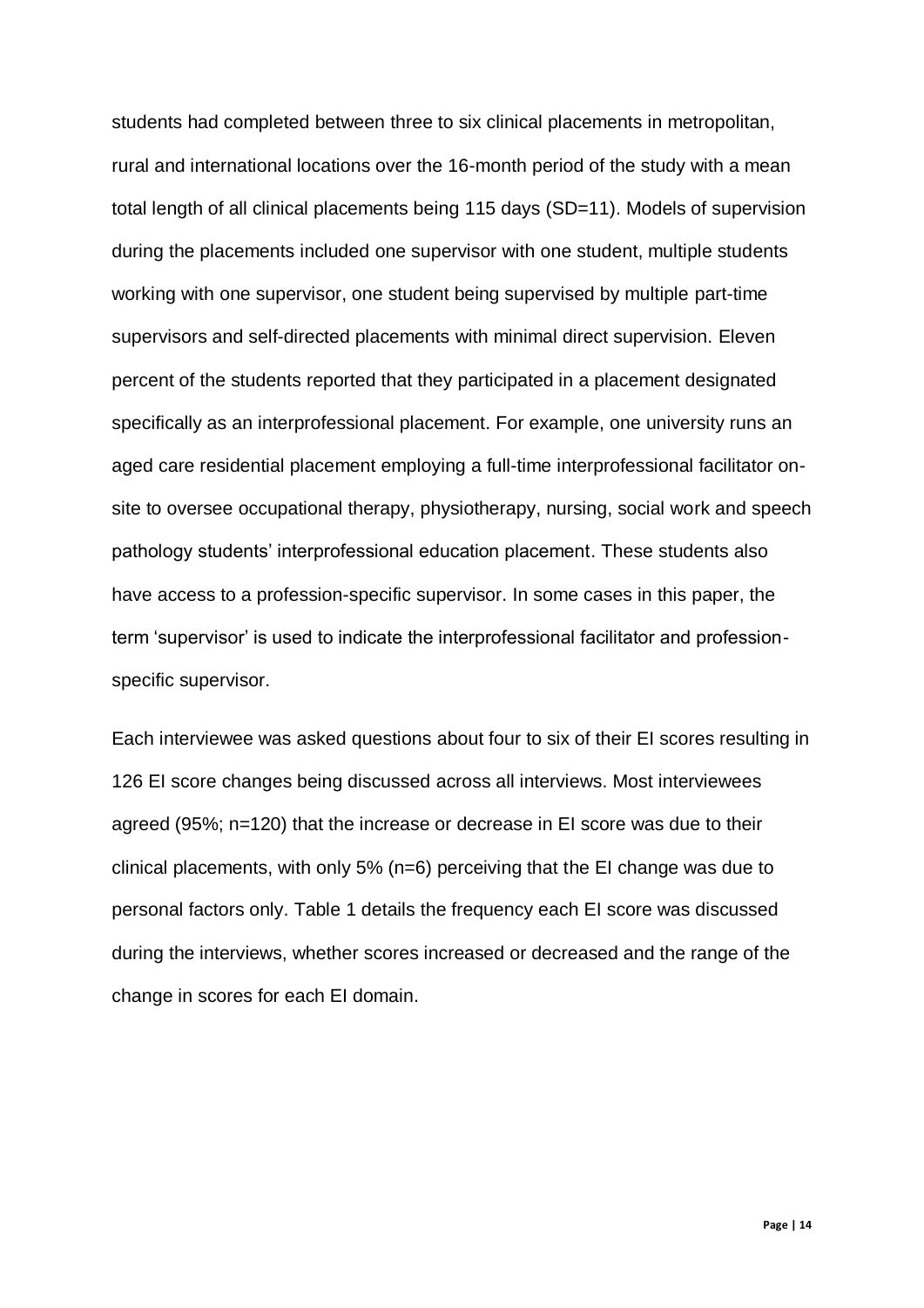students had completed between three to six clinical placements in metropolitan, rural and international locations over the 16-month period of the study with a mean total length of all clinical placements being 115 days (SD=11). Models of supervision during the placements included one supervisor with one student, multiple students working with one supervisor, one student being supervised by multiple part-time supervisors and self-directed placements with minimal direct supervision. Eleven percent of the students reported that they participated in a placement designated specifically as an interprofessional placement. For example, one university runs an aged care residential placement employing a full-time interprofessional facilitator on-site to oversee occupational therapy, physiotherapy, nursing, social work and speech pathology students' interprofessional education placement. These students also have access to a profession-specific supervisor. In some cases in this paper, the term 'supervisor' is used to indicate the interprofessional facilitator and profession-specific supervisor.

Each interviewee was asked questions about four to six of their EI scores resulting in 126 EI score changes being discussed across all interviews. Most interviewees agreed (95%; n=120) that the increase or decrease in EI score was due to their clinical placements, with only 5% (n=6) perceiving that the EI change was due to personal factors only. Table 1 details the frequency each EI score was discussed during the interviews, whether scores increased or decreased and the range of the change in scores for each EI domain.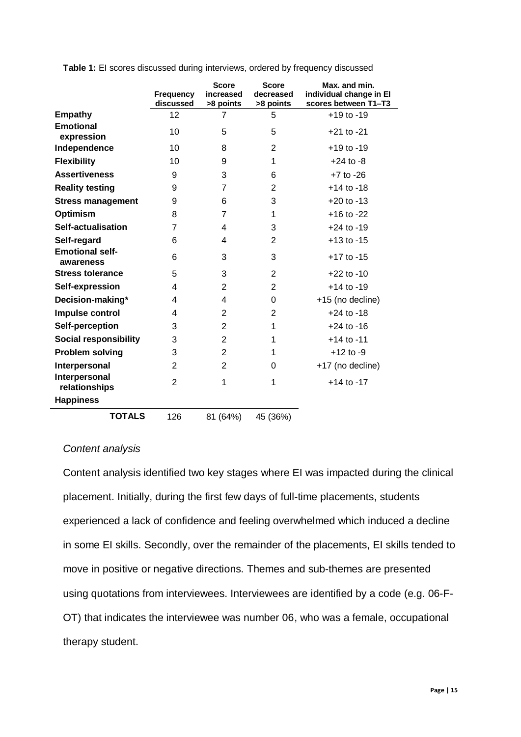**Table 1:** EI scores discussed during interviews, ordered by frequency discussed

| | Frequency discussed | Score increased >8 points | Score decreased >8 points | Max. and min. individual change in EI scores between T1–T3 |
|---|---|---|---|---|
| **Empathy** | 12 | 7 | 5 | +19 to -19 |
| **Emotional expression** | 10 | 5 | 5 | +21 to -21 |
| **Independence** | 10 | 8 | 2 | +19 to -19 |
| **Flexibility** | 10 | 9 | 1 | +24 to -8 |
| **Assertiveness** | 9 | 3 | 6 | +7 to -26 |
| **Reality testing** | 9 | 7 | 2 | +14 to -18 |
| **Stress management** | 9 | 6 | 3 | +20 to -13 |
| **Optimism** | 8 | 7 | 1 | +16 to -22 |
| **Self-actualisation** | 7 | 4 | 3 | +24 to -19 |
| **Self-regard** | 6 | 4 | 2 | +13 to -15 |
| **Emotional self-awareness** | 6 | 3 | 3 | +17 to -15 |
| **Stress tolerance** | 5 | 3 | 2 | +22 to -10 |
| **Self-expression** | 4 | 2 | 2 | +14 to -19 |
| **Decision-making*** | 4 | 4 | 0 | +15 (no decline) |
| **Impulse control** | 4 | 2 | 2 | +24 to -18 |
| **Self-perception** | 3 | 2 | 1 | +24 to -16 |
| **Social responsibility** | 3 | 2 | 1 | +14 to -11 |
| **Problem solving** | 3 | 2 | 1 | +12 to -9 |
| **Interpersonal** | 2 | 2 | 0 | +17 (no decline) |
| **Interpersonal relationships** | 2 | 1 | 1 | +14 to -17 |
| **Happiness** | | | | |
| **TOTALS** | 126 | 81 (64%) | 45 (36%) | |

*Content analysis*

Content analysis identified two key stages where EI was impacted during the clinical placement. Initially, during the first few days of full-time placements, students experienced a lack of confidence and feeling overwhelmed which induced a decline in some EI skills. Secondly, over the remainder of the placements, EI skills tended to move in positive or negative directions. Themes and sub-themes are presented using quotations from interviewees. Interviewees are identified by a code (e.g. 06-F-OT) that indicates the interviewee was number 06, who was a female, occupational therapy student.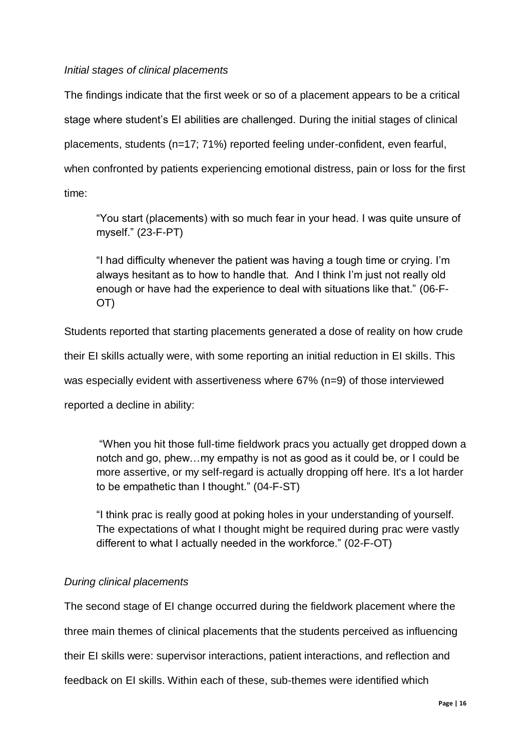*Initial stages of clinical placements*

The findings indicate that the first week or so of a placement appears to be a critical stage where student's EI abilities are challenged. During the initial stages of clinical placements, students (n=17; 71%) reported feeling under-confident, even fearful, when confronted by patients experiencing emotional distress, pain or loss for the first time:

> "You start (placements) with so much fear in your head. I was quite unsure of myself." (23-F-PT)

> "I had difficulty whenever the patient was having a tough time or crying. I'm always hesitant as to how to handle that. And I think I'm just not really old enough or have had the experience to deal with situations like that." (06-F-OT)

Students reported that starting placements generated a dose of reality on how crude their EI skills actually were, with some reporting an initial reduction in EI skills. This was especially evident with assertiveness where 67% (n=9) of those interviewed reported a decline in ability:

> "When you hit those full-time fieldwork pracs you actually get dropped down a notch and go, phew…my empathy is not as good as it could be, or I could be more assertive, or my self-regard is actually dropping off here. It's a lot harder to be empathetic than I thought." (04-F-ST)

> "I think prac is really good at poking holes in your understanding of yourself. The expectations of what I thought might be required during prac were vastly different to what I actually needed in the workforce." (02-F-OT)

*During clinical placements*

The second stage of EI change occurred during the fieldwork placement where the three main themes of clinical placements that the students perceived as influencing their EI skills were: supervisor interactions, patient interactions, and reflection and feedback on EI skills. Within each of these, sub-themes were identified which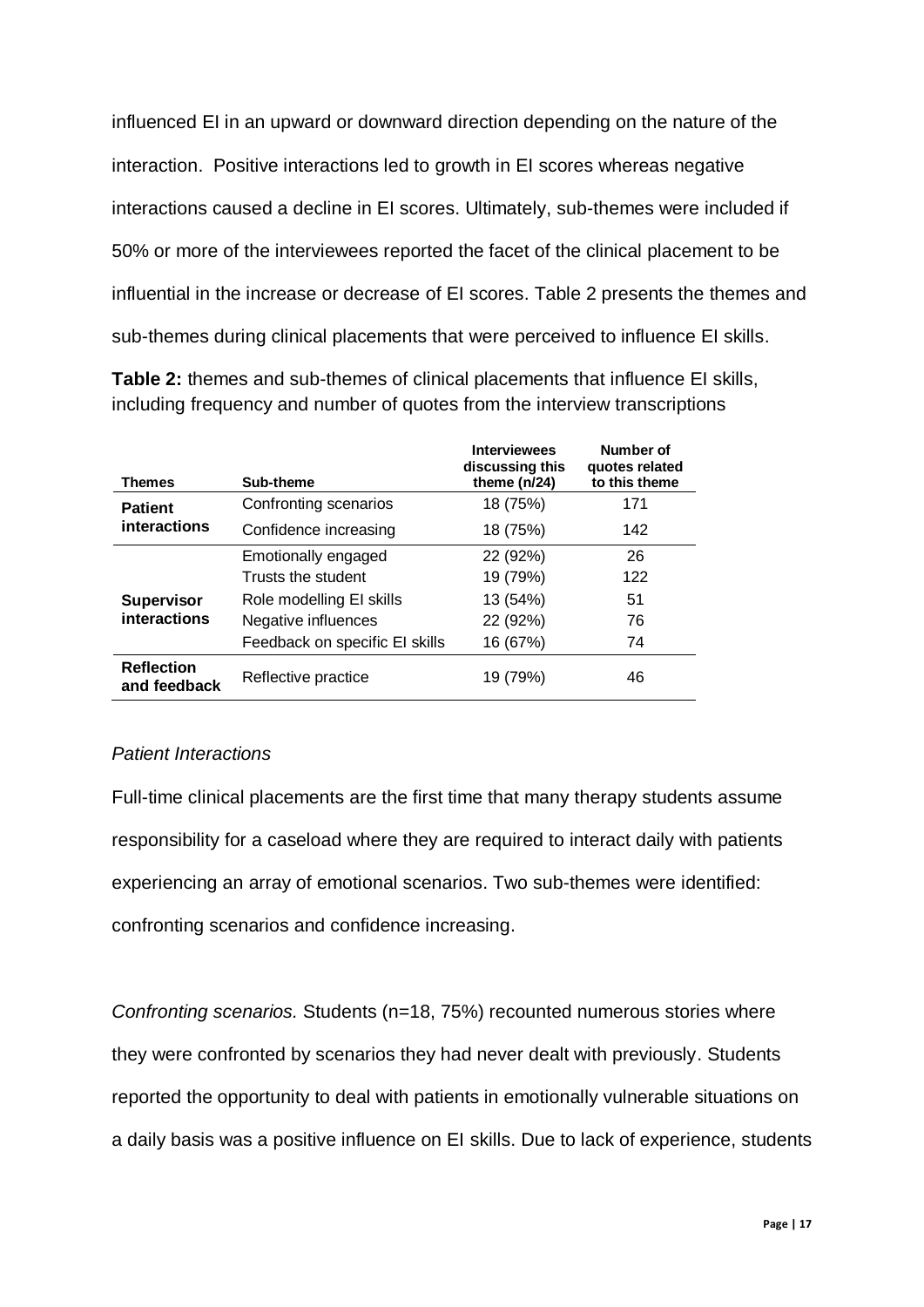influenced EI in an upward or downward direction depending on the nature of the interaction. Positive interactions led to growth in EI scores whereas negative interactions caused a decline in EI scores. Ultimately, sub-themes were included if 50% or more of the interviewees reported the facet of the clinical placement to be influential in the increase or decrease of EI scores. Table 2 presents the themes and sub-themes during clinical placements that were perceived to influence EI skills.

**Table 2:** themes and sub-themes of clinical placements that influence EI skills, including frequency and number of quotes from the interview transcriptions

| Themes | Sub-theme | Interviewees discussing this theme (n/24) | Number of quotes related to this theme |
|---|---|---|---|
| **Patient interactions** | Confronting scenarios | 18 (75%) | 171 |
| | Confidence increasing | 18 (75%) | 142 |
| **Supervisor interactions** | Emotionally engaged | 22 (92%) | 26 |
| | Trusts the student | 19 (79%) | 122 |
| | Role modelling EI skills | 13 (54%) | 51 |
| | Negative influences | 22 (92%) | 76 |
| | Feedback on specific EI skills | 16 (67%) | 74 |
| **Reflection and feedback** | Reflective practice | 19 (79%) | 46 |

*Patient Interactions*

Full-time clinical placements are the first time that many therapy students assume responsibility for a caseload where they are required to interact daily with patients experiencing an array of emotional scenarios. Two sub-themes were identified: confronting scenarios and confidence increasing.

*Confronting scenarios.* Students (n=18, 75%) recounted numerous stories where they were confronted by scenarios they had never dealt with previously. Students reported the opportunity to deal with patients in emotionally vulnerable situations on a daily basis was a positive influence on EI skills. Due to lack of experience, students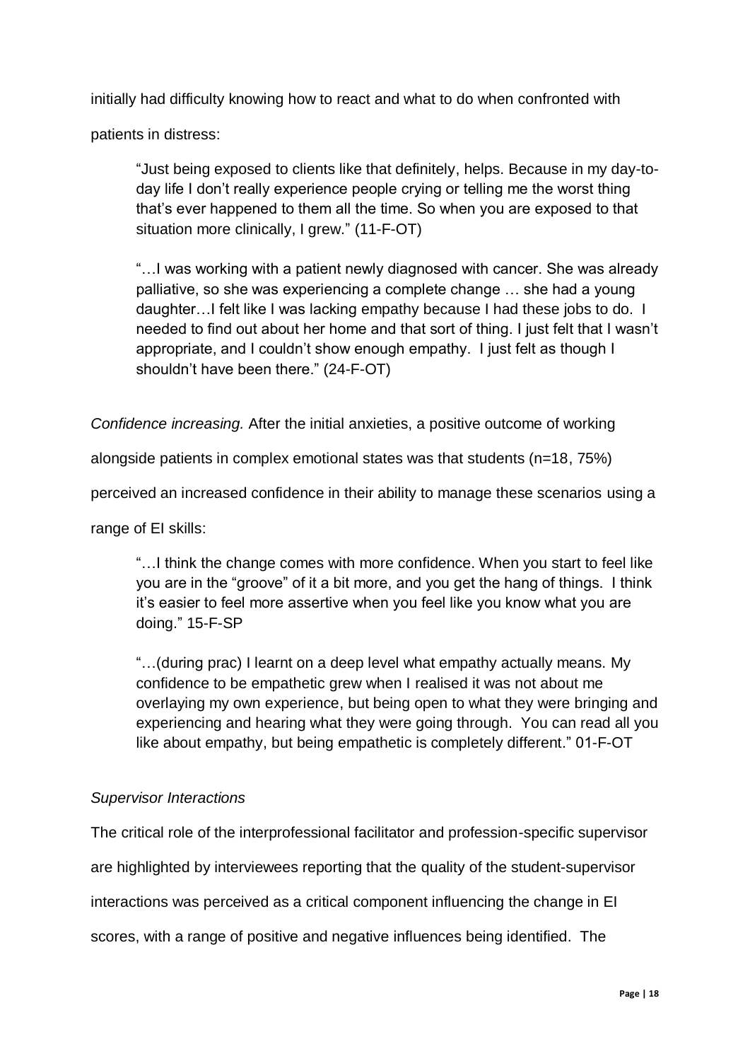initially had difficulty knowing how to react and what to do when confronted with patients in distress:

> "Just being exposed to clients like that definitely, helps. Because in my day-to-day life I don't really experience people crying or telling me the worst thing that's ever happened to them all the time. So when you are exposed to that situation more clinically, I grew." (11-F-OT)

> "…I was working with a patient newly diagnosed with cancer. She was already palliative, so she was experiencing a complete change … she had a young daughter…I felt like I was lacking empathy because I had these jobs to do. I needed to find out about her home and that sort of thing. I just felt that I wasn't appropriate, and I couldn't show enough empathy. I just felt as though I shouldn't have been there." (24-F-OT)

*Confidence increasing.* After the initial anxieties, a positive outcome of working alongside patients in complex emotional states was that students (n=18, 75%) perceived an increased confidence in their ability to manage these scenarios using a range of EI skills:

> "…I think the change comes with more confidence. When you start to feel like you are in the "groove" of it a bit more, and you get the hang of things. I think it's easier to feel more assertive when you feel like you know what you are doing." 15-F-SP

> "…(during prac) I learnt on a deep level what empathy actually means. My confidence to be empathetic grew when I realised it was not about me overlaying my own experience, but being open to what they were bringing and experiencing and hearing what they were going through. You can read all you like about empathy, but being empathetic is completely different." 01-F-OT

*Supervisor Interactions*

The critical role of the interprofessional facilitator and profession-specific supervisor are highlighted by interviewees reporting that the quality of the student-supervisor interactions was perceived as a critical component influencing the change in EI scores, with a range of positive and negative influences being identified. The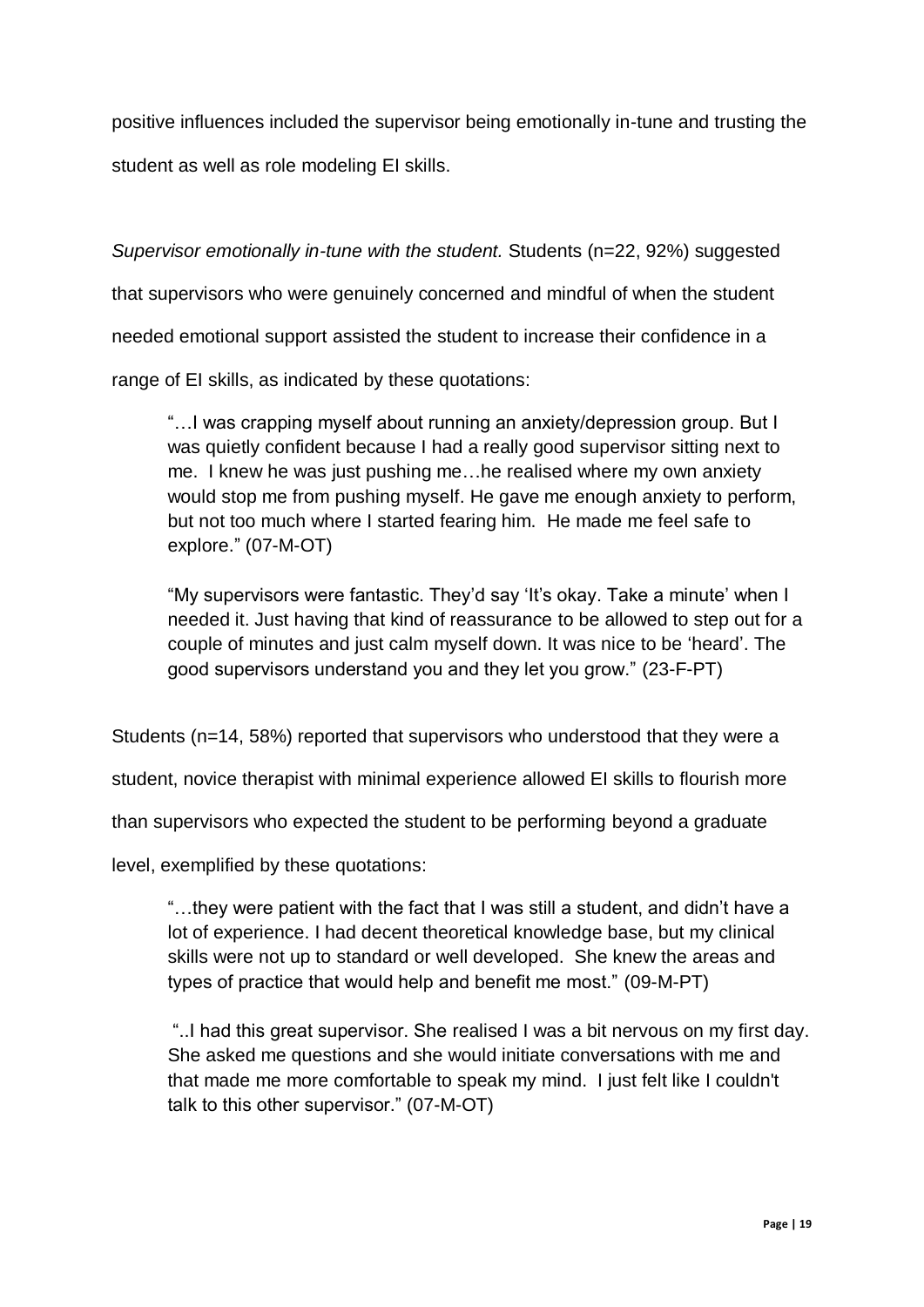positive influences included the supervisor being emotionally in-tune and trusting the student as well as role modeling EI skills.

*Supervisor emotionally in-tune with the student.* Students (n=22, 92%) suggested that supervisors who were genuinely concerned and mindful of when the student needed emotional support assisted the student to increase their confidence in a range of EI skills, as indicated by these quotations:

> "…I was crapping myself about running an anxiety/depression group. But I was quietly confident because I had a really good supervisor sitting next to me. I knew he was just pushing me…he realised where my own anxiety would stop me from pushing myself. He gave me enough anxiety to perform, but not too much where I started fearing him. He made me feel safe to explore." (07-M-OT)

> "My supervisors were fantastic. They'd say 'It's okay. Take a minute' when I needed it. Just having that kind of reassurance to be allowed to step out for a couple of minutes and just calm myself down. It was nice to be 'heard'. The good supervisors understand you and they let you grow." (23-F-PT)

Students (n=14, 58%) reported that supervisors who understood that they were a student, novice therapist with minimal experience allowed EI skills to flourish more than supervisors who expected the student to be performing beyond a graduate level, exemplified by these quotations:

> "…they were patient with the fact that I was still a student, and didn't have a lot of experience. I had decent theoretical knowledge base, but my clinical skills were not up to standard or well developed. She knew the areas and types of practice that would help and benefit me most." (09-M-PT)

> "..I had this great supervisor. She realised I was a bit nervous on my first day. She asked me questions and she would initiate conversations with me and that made me more comfortable to speak my mind. I just felt like I couldn't talk to this other supervisor." (07-M-OT)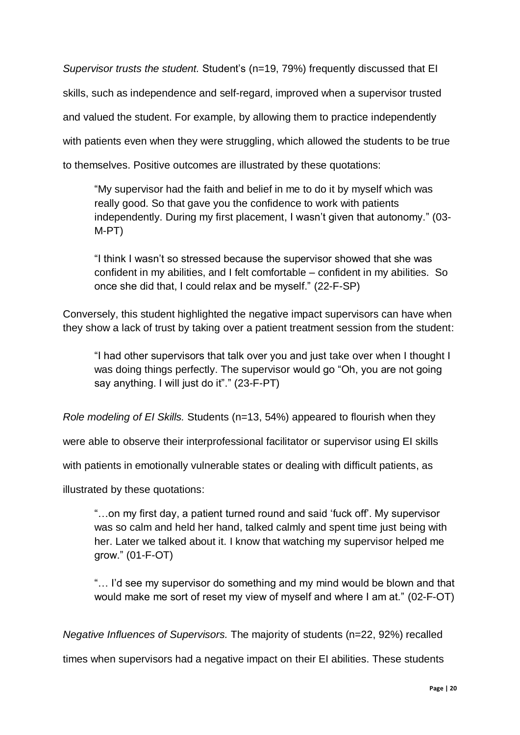*Supervisor trusts the student.* Student's (n=19, 79%) frequently discussed that EI skills, such as independence and self-regard, improved when a supervisor trusted and valued the student. For example, by allowing them to practice independently with patients even when they were struggling, which allowed the students to be true to themselves. Positive outcomes are illustrated by these quotations:

> "My supervisor had the faith and belief in me to do it by myself which was really good. So that gave you the confidence to work with patients independently. During my first placement, I wasn't given that autonomy." (03-M-PT)

> "I think I wasn't so stressed because the supervisor showed that she was confident in my abilities, and I felt comfortable – confident in my abilities. So once she did that, I could relax and be myself." (22-F-SP)

Conversely, this student highlighted the negative impact supervisors can have when they show a lack of trust by taking over a patient treatment session from the student:

> "I had other supervisors that talk over you and just take over when I thought I was doing things perfectly. The supervisor would go "Oh, you are not going say anything. I will just do it"." (23-F-PT)

*Role modeling of EI Skills.* Students (n=13, 54%) appeared to flourish when they were able to observe their interprofessional facilitator or supervisor using EI skills with patients in emotionally vulnerable states or dealing with difficult patients, as illustrated by these quotations:

> "…on my first day, a patient turned round and said 'fuck off'. My supervisor was so calm and held her hand, talked calmly and spent time just being with her. Later we talked about it. I know that watching my supervisor helped me grow." (01-F-OT)

> "… I'd see my supervisor do something and my mind would be blown and that would make me sort of reset my view of myself and where I am at." (02-F-OT)

*Negative Influences of Supervisors.* The majority of students (n=22, 92%) recalled times when supervisors had a negative impact on their EI abilities. These students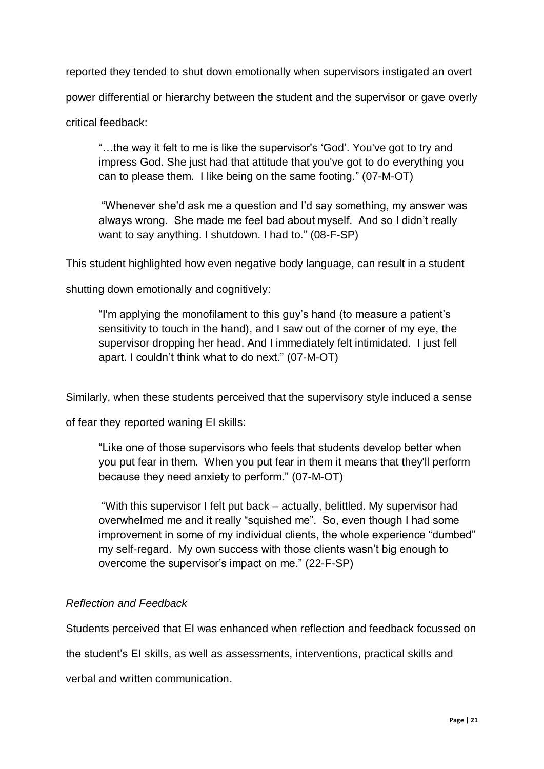reported they tended to shut down emotionally when supervisors instigated an overt power differential or hierarchy between the student and the supervisor or gave overly critical feedback:

> "…the way it felt to me is like the supervisor's 'God'. You've got to try and impress God. She just had that attitude that you've got to do everything you can to please them. I like being on the same footing." (07-M-OT)

> "Whenever she'd ask me a question and I'd say something, my answer was always wrong. She made me feel bad about myself. And so I didn't really want to say anything. I shutdown. I had to." (08-F-SP)

This student highlighted how even negative body language, can result in a student shutting down emotionally and cognitively:

> "I'm applying the monofilament to this guy's hand (to measure a patient's sensitivity to touch in the hand), and I saw out of the corner of my eye, the supervisor dropping her head. And I immediately felt intimidated. I just fell apart. I couldn't think what to do next." (07-M-OT)

Similarly, when these students perceived that the supervisory style induced a sense of fear they reported waning EI skills:

> "Like one of those supervisors who feels that students develop better when you put fear in them. When you put fear in them it means that they'll perform because they need anxiety to perform." (07-M-OT)

> "With this supervisor I felt put back – actually, belittled. My supervisor had overwhelmed me and it really "squished me". So, even though I had some improvement in some of my individual clients, the whole experience "dumbed" my self-regard. My own success with those clients wasn't big enough to overcome the supervisor's impact on me." (22-F-SP)

*Reflection and Feedback*

Students perceived that EI was enhanced when reflection and feedback focussed on the student's EI skills, as well as assessments, interventions, practical skills and verbal and written communication.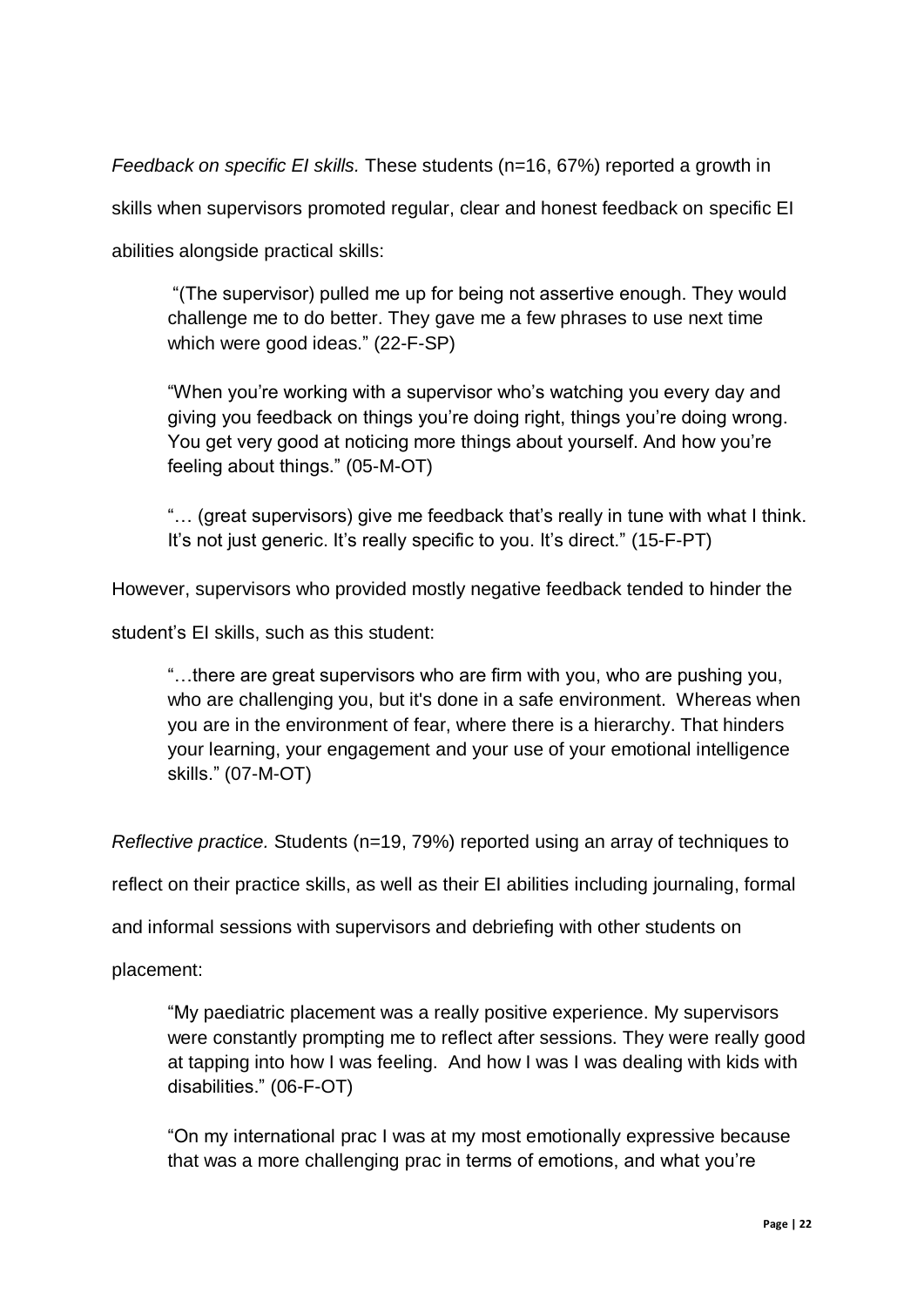*Feedback on specific EI skills.* These students (n=16, 67%) reported a growth in skills when supervisors promoted regular, clear and honest feedback on specific EI abilities alongside practical skills:

> "(The supervisor) pulled me up for being not assertive enough. They would challenge me to do better. They gave me a few phrases to use next time which were good ideas." (22-F-SP)

> "When you're working with a supervisor who's watching you every day and giving you feedback on things you're doing right, things you're doing wrong. You get very good at noticing more things about yourself. And how you're feeling about things." (05-M-OT)

> "… (great supervisors) give me feedback that's really in tune with what I think. It's not just generic. It's really specific to you. It's direct." (15-F-PT)

However, supervisors who provided mostly negative feedback tended to hinder the student's EI skills, such as this student:

> "…there are great supervisors who are firm with you, who are pushing you, who are challenging you, but it's done in a safe environment. Whereas when you are in the environment of fear, where there is a hierarchy. That hinders your learning, your engagement and your use of your emotional intelligence skills." (07-M-OT)

*Reflective practice.* Students (n=19, 79%) reported using an array of techniques to reflect on their practice skills, as well as their EI abilities including journaling, formal and informal sessions with supervisors and debriefing with other students on placement:

> "My paediatric placement was a really positive experience. My supervisors were constantly prompting me to reflect after sessions. They were really good at tapping into how I was feeling. And how I was I was dealing with kids with disabilities." (06-F-OT)

> "On my international prac I was at my most emotionally expressive because that was a more challenging prac in terms of emotions, and what you're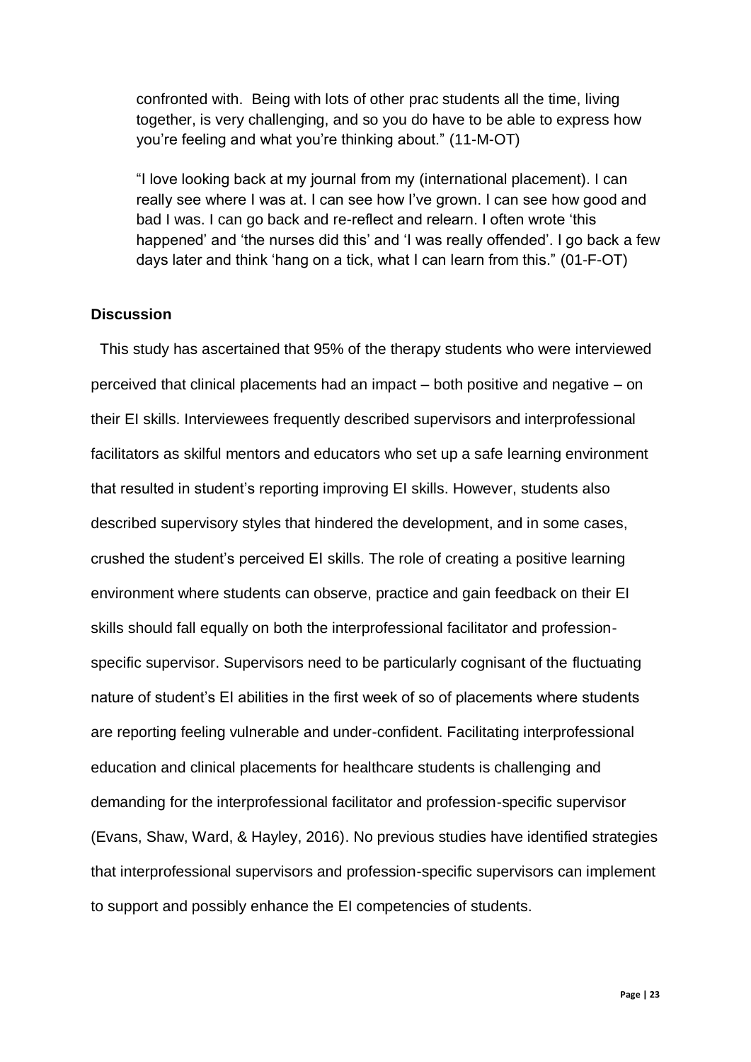confronted with. Being with lots of other prac students all the time, living together, is very challenging, and so you do have to be able to express how you're feeling and what you're thinking about." (11-M-OT)

"I love looking back at my journal from my (international placement). I can really see where I was at. I can see how I've grown. I can see how good and bad I was. I can go back and re-reflect and relearn. I often wrote 'this happened' and 'the nurses did this' and 'I was really offended'. I go back a few days later and think 'hang on a tick, what I can learn from this." (01-F-OT)

### Discussion

This study has ascertained that 95% of the therapy students who were interviewed perceived that clinical placements had an impact – both positive and negative – on their EI skills. Interviewees frequently described supervisors and interprofessional facilitators as skilful mentors and educators who set up a safe learning environment that resulted in student's reporting improving EI skills. However, students also described supervisory styles that hindered the development, and in some cases, crushed the student's perceived EI skills. The role of creating a positive learning environment where students can observe, practice and gain feedback on their EI skills should fall equally on both the interprofessional facilitator and profession-specific supervisor. Supervisors need to be particularly cognisant of the fluctuating nature of student's EI abilities in the first week of so of placements where students are reporting feeling vulnerable and under-confident. Facilitating interprofessional education and clinical placements for healthcare students is challenging and demanding for the interprofessional facilitator and profession-specific supervisor (Evans, Shaw, Ward, & Hayley, 2016). No previous studies have identified strategies that interprofessional supervisors and profession-specific supervisors can implement to support and possibly enhance the EI competencies of students.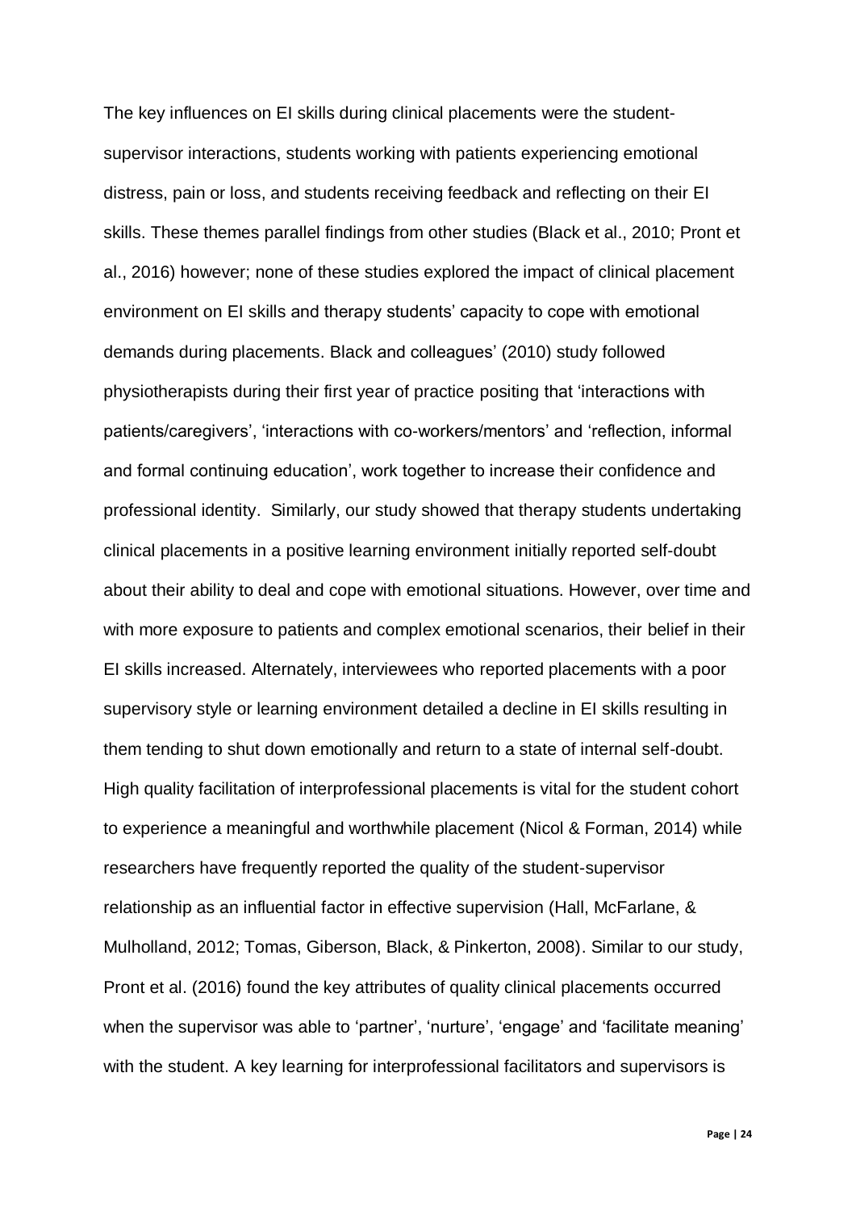The key influences on EI skills during clinical placements were the student-supervisor interactions, students working with patients experiencing emotional distress, pain or loss, and students receiving feedback and reflecting on their EI skills. These themes parallel findings from other studies (Black et al., 2010; Pront et al., 2016) however; none of these studies explored the impact of clinical placement environment on EI skills and therapy students' capacity to cope with emotional demands during placements. Black and colleagues' (2010) study followed physiotherapists during their first year of practice positing that 'interactions with patients/caregivers', 'interactions with co-workers/mentors' and 'reflection, informal and formal continuing education', work together to increase their confidence and professional identity. Similarly, our study showed that therapy students undertaking clinical placements in a positive learning environment initially reported self-doubt about their ability to deal and cope with emotional situations. However, over time and with more exposure to patients and complex emotional scenarios, their belief in their EI skills increased. Alternately, interviewees who reported placements with a poor supervisory style or learning environment detailed a decline in EI skills resulting in them tending to shut down emotionally and return to a state of internal self-doubt. High quality facilitation of interprofessional placements is vital for the student cohort to experience a meaningful and worthwhile placement (Nicol & Forman, 2014) while researchers have frequently reported the quality of the student-supervisor relationship as an influential factor in effective supervision (Hall, McFarlane, & Mulholland, 2012; Tomas, Giberson, Black, & Pinkerton, 2008). Similar to our study, Pront et al. (2016) found the key attributes of quality clinical placements occurred when the supervisor was able to 'partner', 'nurture', 'engage' and 'facilitate meaning' with the student. A key learning for interprofessional facilitators and supervisors is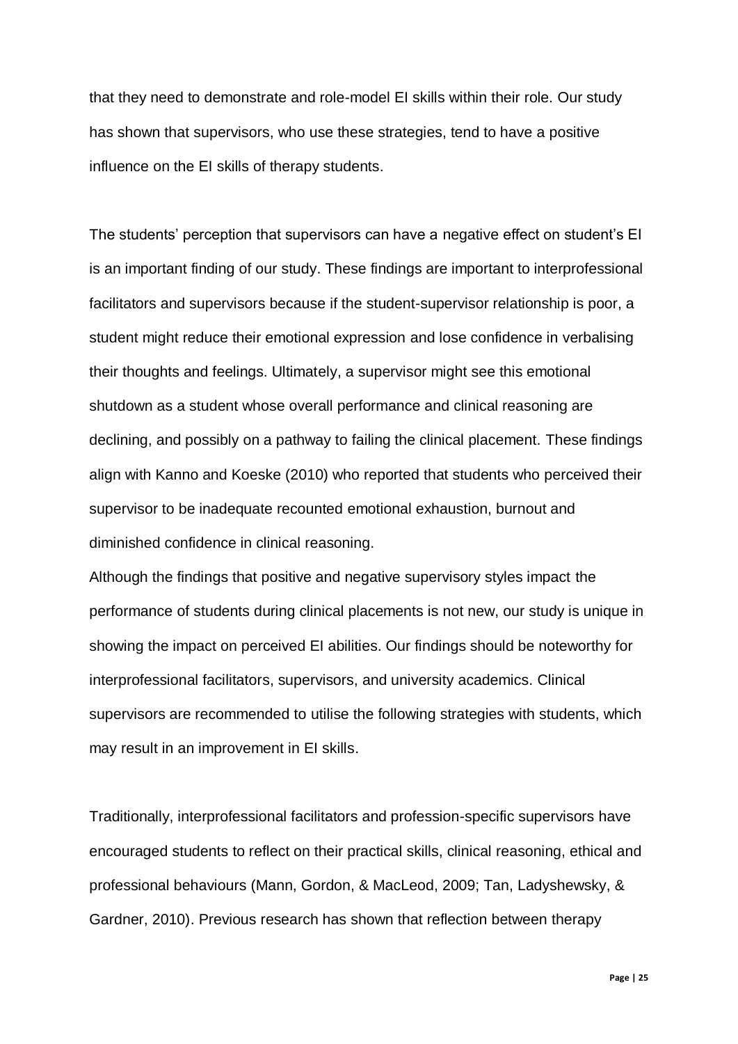that they need to demonstrate and role-model EI skills within their role. Our study has shown that supervisors, who use these strategies, tend to have a positive influence on the EI skills of therapy students.

The students' perception that supervisors can have a negative effect on student's EI is an important finding of our study. These findings are important to interprofessional facilitators and supervisors because if the student-supervisor relationship is poor, a student might reduce their emotional expression and lose confidence in verbalising their thoughts and feelings. Ultimately, a supervisor might see this emotional shutdown as a student whose overall performance and clinical reasoning are declining, and possibly on a pathway to failing the clinical placement. These findings align with Kanno and Koeske (2010) who reported that students who perceived their supervisor to be inadequate recounted emotional exhaustion, burnout and diminished confidence in clinical reasoning.

Although the findings that positive and negative supervisory styles impact the performance of students during clinical placements is not new, our study is unique in showing the impact on perceived EI abilities. Our findings should be noteworthy for interprofessional facilitators, supervisors, and university academics. Clinical supervisors are recommended to utilise the following strategies with students, which may result in an improvement in EI skills.

Traditionally, interprofessional facilitators and profession-specific supervisors have encouraged students to reflect on their practical skills, clinical reasoning, ethical and professional behaviours (Mann, Gordon, & MacLeod, 2009; Tan, Ladyshewsky, & Gardner, 2010). Previous research has shown that reflection between therapy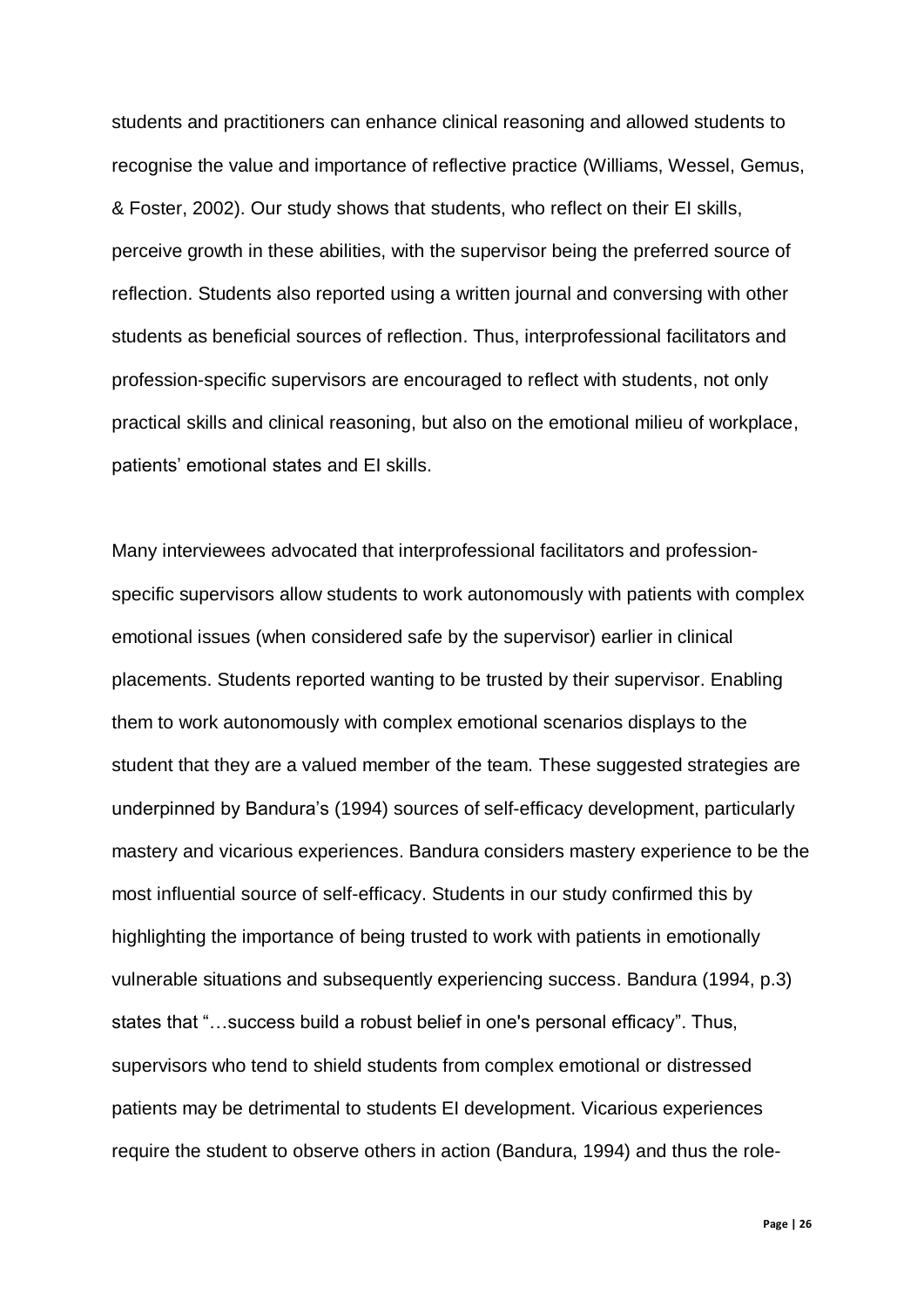students and practitioners can enhance clinical reasoning and allowed students to recognise the value and importance of reflective practice (Williams, Wessel, Gemus, & Foster, 2002). Our study shows that students, who reflect on their EI skills, perceive growth in these abilities, with the supervisor being the preferred source of reflection. Students also reported using a written journal and conversing with other students as beneficial sources of reflection. Thus, interprofessional facilitators and profession-specific supervisors are encouraged to reflect with students, not only practical skills and clinical reasoning, but also on the emotional milieu of workplace, patients' emotional states and EI skills.

Many interviewees advocated that interprofessional facilitators and profession-specific supervisors allow students to work autonomously with patients with complex emotional issues (when considered safe by the supervisor) earlier in clinical placements. Students reported wanting to be trusted by their supervisor. Enabling them to work autonomously with complex emotional scenarios displays to the student that they are a valued member of the team. These suggested strategies are underpinned by Bandura's (1994) sources of self-efficacy development, particularly mastery and vicarious experiences. Bandura considers mastery experience to be the most influential source of self-efficacy. Students in our study confirmed this by highlighting the importance of being trusted to work with patients in emotionally vulnerable situations and subsequently experiencing success. Bandura (1994, p.3) states that "…success build a robust belief in one's personal efficacy". Thus, supervisors who tend to shield students from complex emotional or distressed patients may be detrimental to students EI development. Vicarious experiences require the student to observe others in action (Bandura, 1994) and thus the role-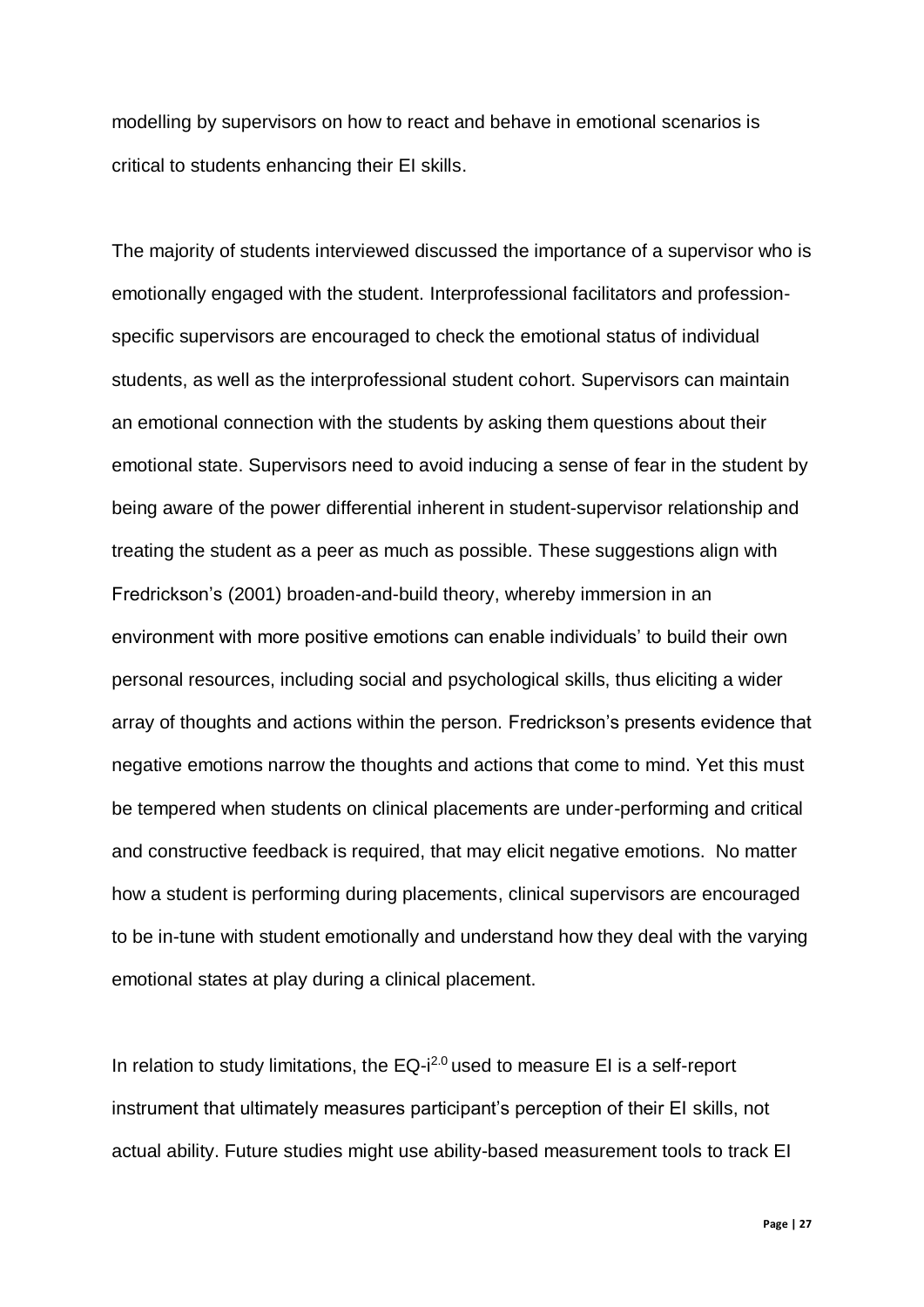modelling by supervisors on how to react and behave in emotional scenarios is critical to students enhancing their EI skills.

The majority of students interviewed discussed the importance of a supervisor who is emotionally engaged with the student. Interprofessional facilitators and profession-specific supervisors are encouraged to check the emotional status of individual students, as well as the interprofessional student cohort. Supervisors can maintain an emotional connection with the students by asking them questions about their emotional state. Supervisors need to avoid inducing a sense of fear in the student by being aware of the power differential inherent in student-supervisor relationship and treating the student as a peer as much as possible. These suggestions align with Fredrickson's (2001) broaden-and-build theory, whereby immersion in an environment with more positive emotions can enable individuals' to build their own personal resources, including social and psychological skills, thus eliciting a wider array of thoughts and actions within the person. Fredrickson's presents evidence that negative emotions narrow the thoughts and actions that come to mind. Yet this must be tempered when students on clinical placements are under-performing and critical and constructive feedback is required, that may elicit negative emotions. No matter how a student is performing during placements, clinical supervisors are encouraged to be in-tune with student emotionally and understand how they deal with the varying emotional states at play during a clinical placement.

In relation to study limitations, the EQ-i$^{2.0}$ used to measure EI is a self-report instrument that ultimately measures participant's perception of their EI skills, not actual ability. Future studies might use ability-based measurement tools to track EI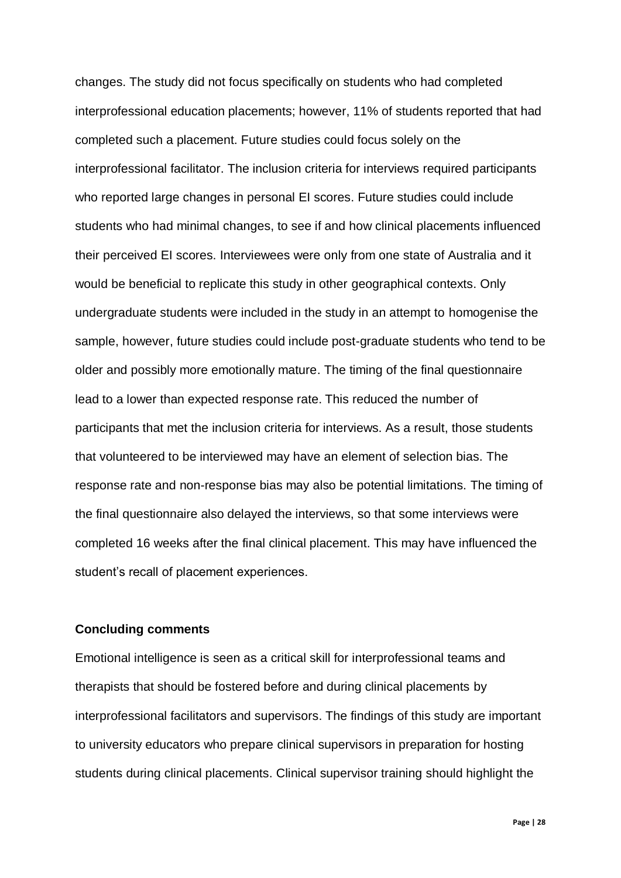changes. The study did not focus specifically on students who had completed interprofessional education placements; however, 11% of students reported that had completed such a placement. Future studies could focus solely on the interprofessional facilitator. The inclusion criteria for interviews required participants who reported large changes in personal EI scores. Future studies could include students who had minimal changes, to see if and how clinical placements influenced their perceived EI scores. Interviewees were only from one state of Australia and it would be beneficial to replicate this study in other geographical contexts. Only undergraduate students were included in the study in an attempt to homogenise the sample, however, future studies could include post-graduate students who tend to be older and possibly more emotionally mature. The timing of the final questionnaire lead to a lower than expected response rate. This reduced the number of participants that met the inclusion criteria for interviews. As a result, those students that volunteered to be interviewed may have an element of selection bias. The response rate and non-response bias may also be potential limitations. The timing of the final questionnaire also delayed the interviews, so that some interviews were completed 16 weeks after the final clinical placement. This may have influenced the student's recall of placement experiences.

**Concluding comments**

Emotional intelligence is seen as a critical skill for interprofessional teams and therapists that should be fostered before and during clinical placements by interprofessional facilitators and supervisors. The findings of this study are important to university educators who prepare clinical supervisors in preparation for hosting students during clinical placements. Clinical supervisor training should highlight the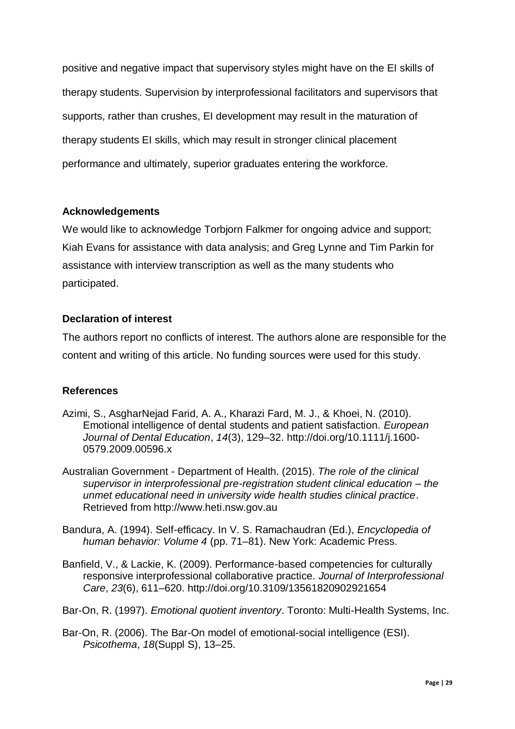positive and negative impact that supervisory styles might have on the EI skills of therapy students. Supervision by interprofessional facilitators and supervisors that supports, rather than crushes, EI development may result in the maturation of therapy students EI skills, which may result in stronger clinical placement performance and ultimately, superior graduates entering the workforce.

## Acknowledgements

We would like to acknowledge Torbjorn Falkmer for ongoing advice and support; Kiah Evans for assistance with data analysis; and Greg Lynne and Tim Parkin for assistance with interview transcription as well as the many students who participated.

## Declaration of interest

The authors report no conflicts of interest. The authors alone are responsible for the content and writing of this article. No funding sources were used for this study.

## References

Azimi, S., AsgharNejad Farid, A. A., Kharazi Fard, M. J., & Khoei, N. (2010). Emotional intelligence of dental students and patient satisfaction. *European Journal of Dental Education*, *14*(3), 129–32. http://doi.org/10.1111/j.1600-0579.2009.00596.x

Australian Government - Department of Health. (2015). *The role of the clinical supervisor in interprofessional pre-registration student clinical education – the unmet educational need in university wide health studies clinical practice*. Retrieved from http://www.heti.nsw.gov.au

Bandura, A. (1994). Self-efficacy. In V. S. Ramachaudran (Ed.), *Encyclopedia of human behavior: Volume 4* (pp. 71–81). New York: Academic Press.

Banfield, V., & Lackie, K. (2009). Performance-based competencies for culturally responsive interprofessional collaborative practice. *Journal of Interprofessional Care*, *23*(6), 611–620. http://doi.org/10.3109/13561820902921654

Bar-On, R. (1997). *Emotional quotient inventory*. Toronto: Multi-Health Systems, Inc.

Bar-On, R. (2006). The Bar-On model of emotional-social intelligence (ESI). *Psicothema*, *18*(Suppl S), 13–25.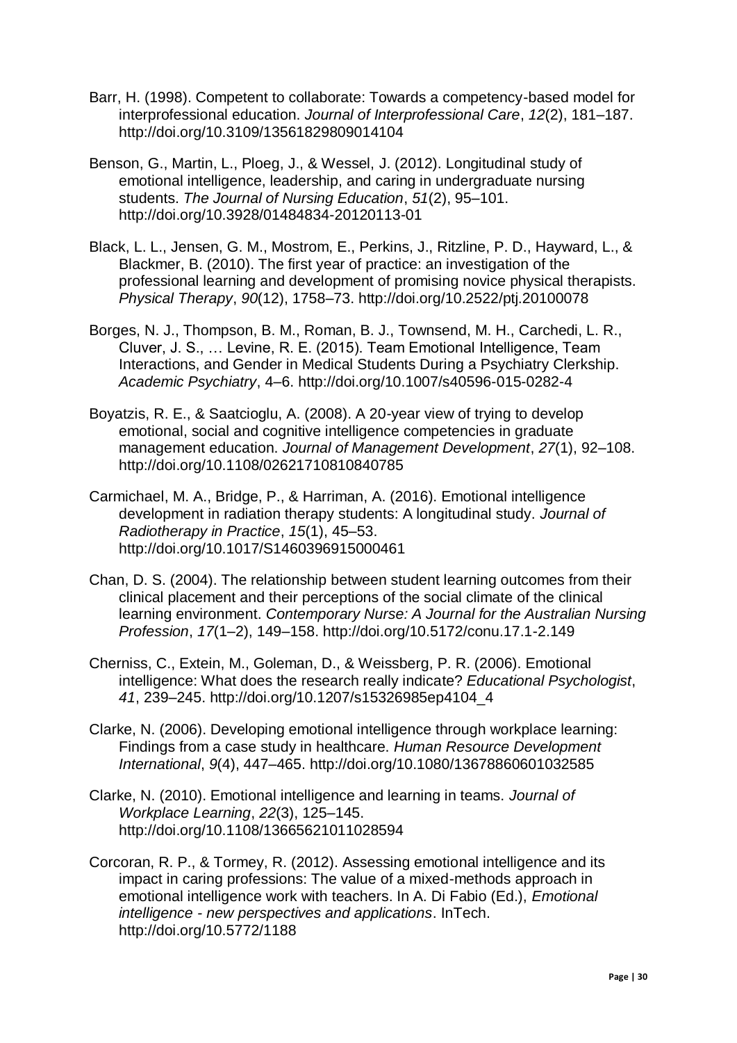Barr, H. (1998). Competent to collaborate: Towards a competency-based model for interprofessional education. *Journal of Interprofessional Care*, *12*(2), 181–187. http://doi.org/10.3109/13561829809014104

Benson, G., Martin, L., Ploeg, J., & Wessel, J. (2012). Longitudinal study of emotional intelligence, leadership, and caring in undergraduate nursing students. *The Journal of Nursing Education*, *51*(2), 95–101. http://doi.org/10.3928/01484834-20120113-01

Black, L. L., Jensen, G. M., Mostrom, E., Perkins, J., Ritzline, P. D., Hayward, L., & Blackmer, B. (2010). The first year of practice: an investigation of the professional learning and development of promising novice physical therapists. *Physical Therapy*, *90*(12), 1758–73. http://doi.org/10.2522/ptj.20100078

Borges, N. J., Thompson, B. M., Roman, B. J., Townsend, M. H., Carchedi, L. R., Cluver, J. S., … Levine, R. E. (2015). Team Emotional Intelligence, Team Interactions, and Gender in Medical Students During a Psychiatry Clerkship. *Academic Psychiatry*, 4–6. http://doi.org/10.1007/s40596-015-0282-4

Boyatzis, R. E., & Saatcioglu, A. (2008). A 20-year view of trying to develop emotional, social and cognitive intelligence competencies in graduate management education. *Journal of Management Development*, *27*(1), 92–108. http://doi.org/10.1108/02621710810840785

Carmichael, M. A., Bridge, P., & Harriman, A. (2016). Emotional intelligence development in radiation therapy students: A longitudinal study. *Journal of Radiotherapy in Practice*, *15*(1), 45–53. http://doi.org/10.1017/S1460396915000461

Chan, D. S. (2004). The relationship between student learning outcomes from their clinical placement and their perceptions of the social climate of the clinical learning environment. *Contemporary Nurse: A Journal for the Australian Nursing Profession*, *17*(1–2), 149–158. http://doi.org/10.5172/conu.17.1-2.149

Cherniss, C., Extein, M., Goleman, D., & Weissberg, P. R. (2006). Emotional intelligence: What does the research really indicate? *Educational Psychologist*, *41*, 239–245. http://doi.org/10.1207/s15326985ep4104_4

Clarke, N. (2006). Developing emotional intelligence through workplace learning: Findings from a case study in healthcare. *Human Resource Development International*, *9*(4), 447–465. http://doi.org/10.1080/13678860601032585

Clarke, N. (2010). Emotional intelligence and learning in teams. *Journal of Workplace Learning*, *22*(3), 125–145. http://doi.org/10.1108/13665621011028594

Corcoran, R. P., & Tormey, R. (2012). Assessing emotional intelligence and its impact in caring professions: The value of a mixed-methods approach in emotional intelligence work with teachers. In A. Di Fabio (Ed.), *Emotional intelligence - new perspectives and applications*. InTech. http://doi.org/10.5772/1188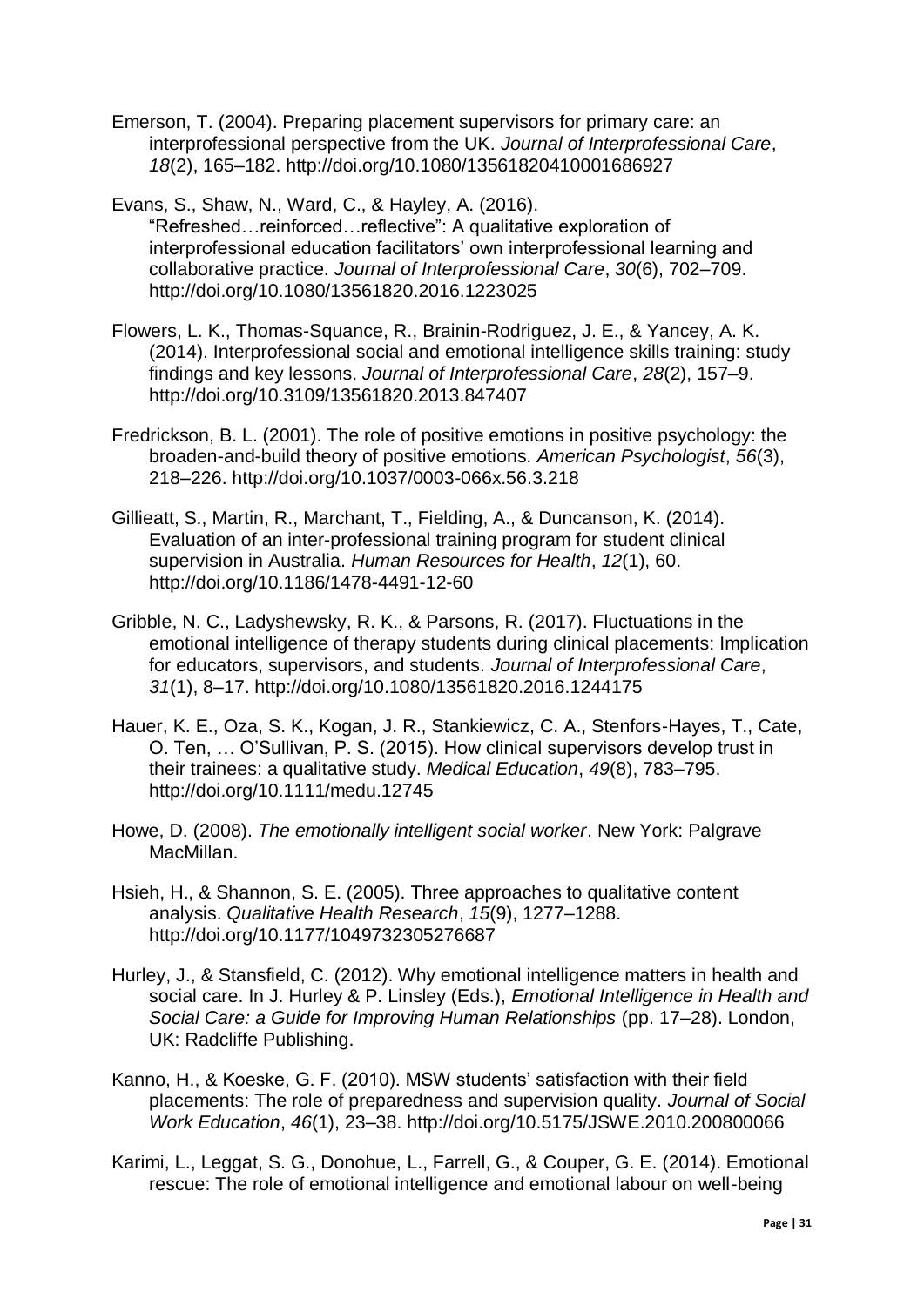Emerson, T. (2004). Preparing placement supervisors for primary care: an interprofessional perspective from the UK. *Journal of Interprofessional Care*, *18*(2), 165–182. http://doi.org/10.1080/13561820410001686927

Evans, S., Shaw, N., Ward, C., & Hayley, A. (2016). "Refreshed…reinforced…reflective": A qualitative exploration of interprofessional education facilitators' own interprofessional learning and collaborative practice. *Journal of Interprofessional Care*, *30*(6), 702–709. http://doi.org/10.1080/13561820.2016.1223025

Flowers, L. K., Thomas-Squance, R., Brainin-Rodriguez, J. E., & Yancey, A. K. (2014). Interprofessional social and emotional intelligence skills training: study findings and key lessons. *Journal of Interprofessional Care*, *28*(2), 157–9. http://doi.org/10.3109/13561820.2013.847407

Fredrickson, B. L. (2001). The role of positive emotions in positive psychology: the broaden-and-build theory of positive emotions. *American Psychologist*, *56*(3), 218–226. http://doi.org/10.1037/0003-066x.56.3.218

Gillieatt, S., Martin, R., Marchant, T., Fielding, A., & Duncanson, K. (2014). Evaluation of an inter-professional training program for student clinical supervision in Australia. *Human Resources for Health*, *12*(1), 60. http://doi.org/10.1186/1478-4491-12-60

Gribble, N. C., Ladyshewsky, R. K., & Parsons, R. (2017). Fluctuations in the emotional intelligence of therapy students during clinical placements: Implication for educators, supervisors, and students. *Journal of Interprofessional Care*, *31*(1), 8–17. http://doi.org/10.1080/13561820.2016.1244175

Hauer, K. E., Oza, S. K., Kogan, J. R., Stankiewicz, C. A., Stenfors-Hayes, T., Cate, O. Ten, … O'Sullivan, P. S. (2015). How clinical supervisors develop trust in their trainees: a qualitative study. *Medical Education*, *49*(8), 783–795. http://doi.org/10.1111/medu.12745

Howe, D. (2008). *The emotionally intelligent social worker*. New York: Palgrave MacMillan.

Hsieh, H., & Shannon, S. E. (2005). Three approaches to qualitative content analysis. *Qualitative Health Research*, *15*(9), 1277–1288. http://doi.org/10.1177/1049732305276687

Hurley, J., & Stansfield, C. (2012). Why emotional intelligence matters in health and social care. In J. Hurley & P. Linsley (Eds.), *Emotional Intelligence in Health and Social Care: a Guide for Improving Human Relationships* (pp. 17–28). London, UK: Radcliffe Publishing.

Kanno, H., & Koeske, G. F. (2010). MSW students' satisfaction with their field placements: The role of preparedness and supervision quality. *Journal of Social Work Education*, *46*(1), 23–38. http://doi.org/10.5175/JSWE.2010.200800066

Karimi, L., Leggat, S. G., Donohue, L., Farrell, G., & Couper, G. E. (2014). Emotional rescue: The role of emotional intelligence and emotional labour on well-being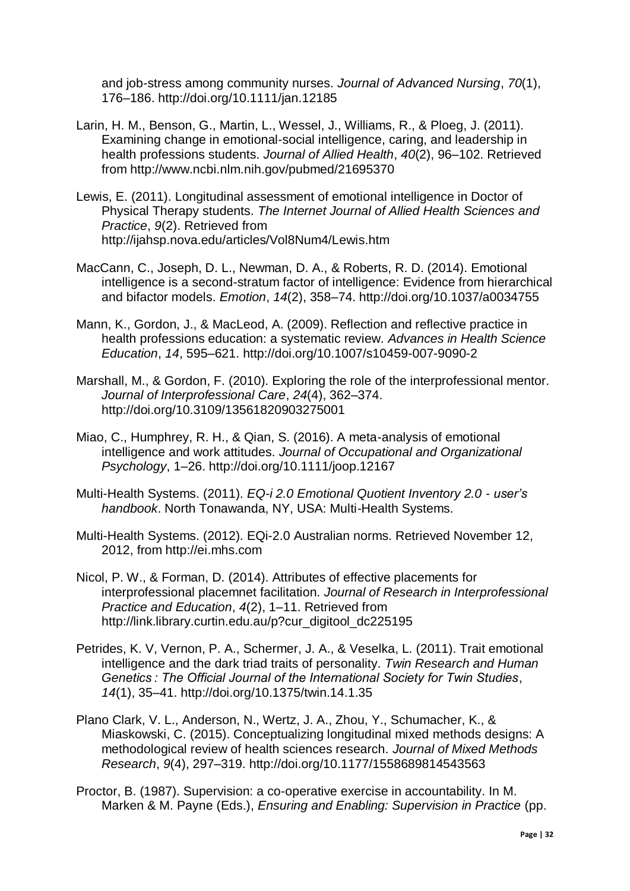and job-stress among community nurses. *Journal of Advanced Nursing*, *70*(1), 176–186. http://doi.org/10.1111/jan.12185

Larin, H. M., Benson, G., Martin, L., Wessel, J., Williams, R., & Ploeg, J. (2011). Examining change in emotional-social intelligence, caring, and leadership in health professions students. *Journal of Allied Health*, *40*(2), 96–102. Retrieved from http://www.ncbi.nlm.nih.gov/pubmed/21695370

Lewis, E. (2011). Longitudinal assessment of emotional intelligence in Doctor of Physical Therapy students. *The Internet Journal of Allied Health Sciences and Practice*, *9*(2). Retrieved from http://ijahsp.nova.edu/articles/Vol8Num4/Lewis.htm

MacCann, C., Joseph, D. L., Newman, D. A., & Roberts, R. D. (2014). Emotional intelligence is a second-stratum factor of intelligence: Evidence from hierarchical and bifactor models. *Emotion*, *14*(2), 358–74. http://doi.org/10.1037/a0034755

Mann, K., Gordon, J., & MacLeod, A. (2009). Reflection and reflective practice in health professions education: a systematic review. *Advances in Health Science Education*, *14*, 595–621. http://doi.org/10.1007/s10459-007-9090-2

Marshall, M., & Gordon, F. (2010). Exploring the role of the interprofessional mentor. *Journal of Interprofessional Care*, *24*(4), 362–374. http://doi.org/10.3109/13561820903275001

Miao, C., Humphrey, R. H., & Qian, S. (2016). A meta-analysis of emotional intelligence and work attitudes. *Journal of Occupational and Organizational Psychology*, 1–26. http://doi.org/10.1111/joop.12167

Multi-Health Systems. (2011). *EQ-i 2.0 Emotional Quotient Inventory 2.0 - user's handbook*. North Tonawanda, NY, USA: Multi-Health Systems.

Multi-Health Systems. (2012). EQi-2.0 Australian norms. Retrieved November 12, 2012, from http://ei.mhs.com

Nicol, P. W., & Forman, D. (2014). Attributes of effective placements for interprofessional placemnet facilitation. *Journal of Research in Interprofessional Practice and Education*, *4*(2), 1–11. Retrieved from http://link.library.curtin.edu.au/p?cur_digitool_dc225195

Petrides, K. V, Vernon, P. A., Schermer, J. A., & Veselka, L. (2011). Trait emotional intelligence and the dark triad traits of personality. *Twin Research and Human Genetics : The Official Journal of the International Society for Twin Studies*, *14*(1), 35–41. http://doi.org/10.1375/twin.14.1.35

Plano Clark, V. L., Anderson, N., Wertz, J. A., Zhou, Y., Schumacher, K., & Miaskowski, C. (2015). Conceptualizing longitudinal mixed methods designs: A methodological review of health sciences research. *Journal of Mixed Methods Research*, *9*(4), 297–319. http://doi.org/10.1177/1558689814543563

Proctor, B. (1987). Supervision: a co-operative exercise in accountability. In M. Marken & M. Payne (Eds.), *Ensuring and Enabling: Supervision in Practice* (pp.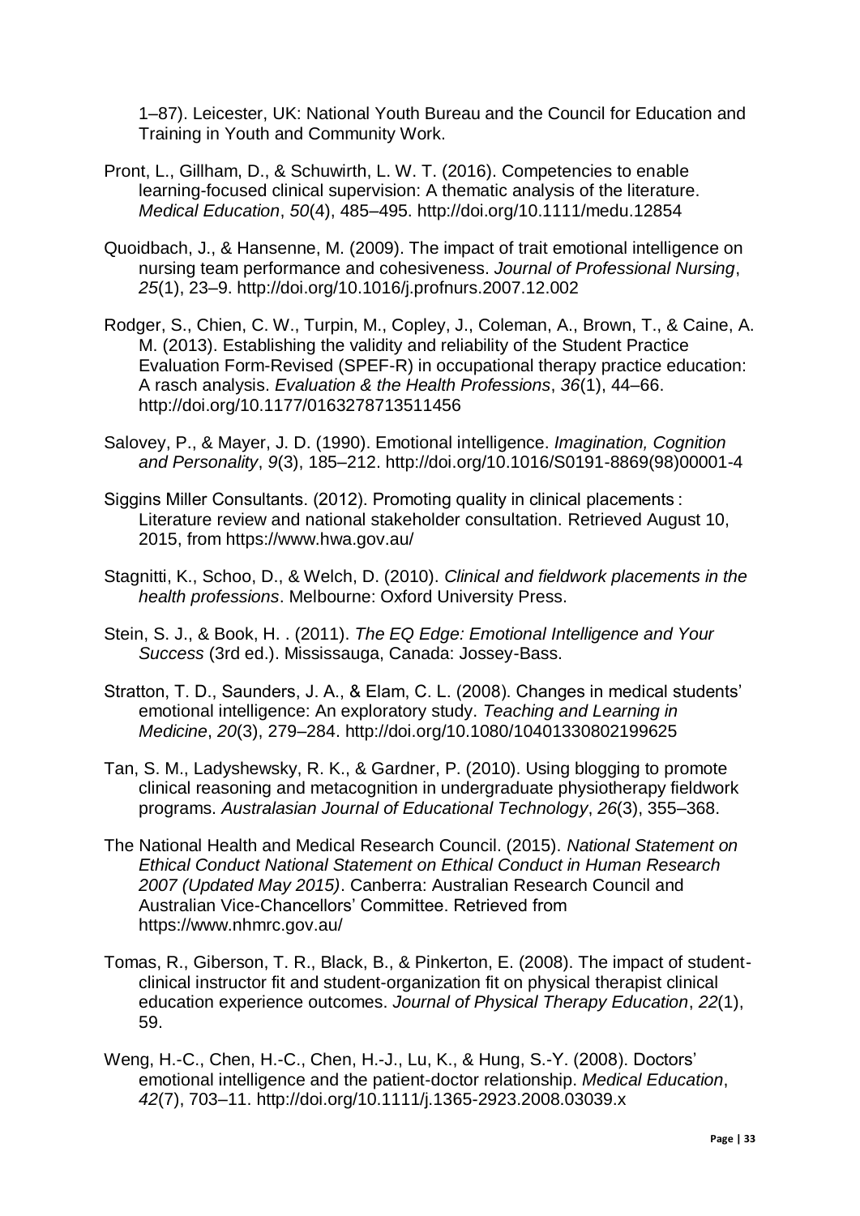1–87). Leicester, UK: National Youth Bureau and the Council for Education and Training in Youth and Community Work.

Pront, L., Gillham, D., & Schuwirth, L. W. T. (2016). Competencies to enable learning-focused clinical supervision: A thematic analysis of the literature. *Medical Education*, *50*(4), 485–495. http://doi.org/10.1111/medu.12854

Quoidbach, J., & Hansenne, M. (2009). The impact of trait emotional intelligence on nursing team performance and cohesiveness. *Journal of Professional Nursing*, *25*(1), 23–9. http://doi.org/10.1016/j.profnurs.2007.12.002

Rodger, S., Chien, C. W., Turpin, M., Copley, J., Coleman, A., Brown, T., & Caine, A. M. (2013). Establishing the validity and reliability of the Student Practice Evaluation Form-Revised (SPEF-R) in occupational therapy practice education: A rasch analysis. *Evaluation & the Health Professions*, *36*(1), 44–66. http://doi.org/10.1177/0163278713511456

Salovey, P., & Mayer, J. D. (1990). Emotional intelligence. *Imagination, Cognition and Personality*, *9*(3), 185–212. http://doi.org/10.1016/S0191-8869(98)00001-4

Siggins Miller Consultants. (2012). Promoting quality in clinical placements : Literature review and national stakeholder consultation. Retrieved August 10, 2015, from https://www.hwa.gov.au/

Stagnitti, K., Schoo, D., & Welch, D. (2010). *Clinical and fieldwork placements in the health professions*. Melbourne: Oxford University Press.

Stein, S. J., & Book, H. . (2011). *The EQ Edge: Emotional Intelligence and Your Success* (3rd ed.). Mississauga, Canada: Jossey-Bass.

Stratton, T. D., Saunders, J. A., & Elam, C. L. (2008). Changes in medical students' emotional intelligence: An exploratory study. *Teaching and Learning in Medicine*, *20*(3), 279–284. http://doi.org/10.1080/10401330802199625

Tan, S. M., Ladyshewsky, R. K., & Gardner, P. (2010). Using blogging to promote clinical reasoning and metacognition in undergraduate physiotherapy fieldwork programs. *Australasian Journal of Educational Technology*, *26*(3), 355–368.

The National Health and Medical Research Council. (2015). *National Statement on Ethical Conduct National Statement on Ethical Conduct in Human Research 2007 (Updated May 2015)*. Canberra: Australian Research Council and Australian Vice-Chancellors' Committee. Retrieved from https://www.nhmrc.gov.au/

Tomas, R., Giberson, T. R., Black, B., & Pinkerton, E. (2008). The impact of student-clinical instructor fit and student-organization fit on physical therapist clinical education experience outcomes. *Journal of Physical Therapy Education*, *22*(1), 59.

Weng, H.-C., Chen, H.-C., Chen, H.-J., Lu, K., & Hung, S.-Y. (2008). Doctors' emotional intelligence and the patient-doctor relationship. *Medical Education*, *42*(7), 703–11. http://doi.org/10.1111/j.1365-2923.2008.03039.x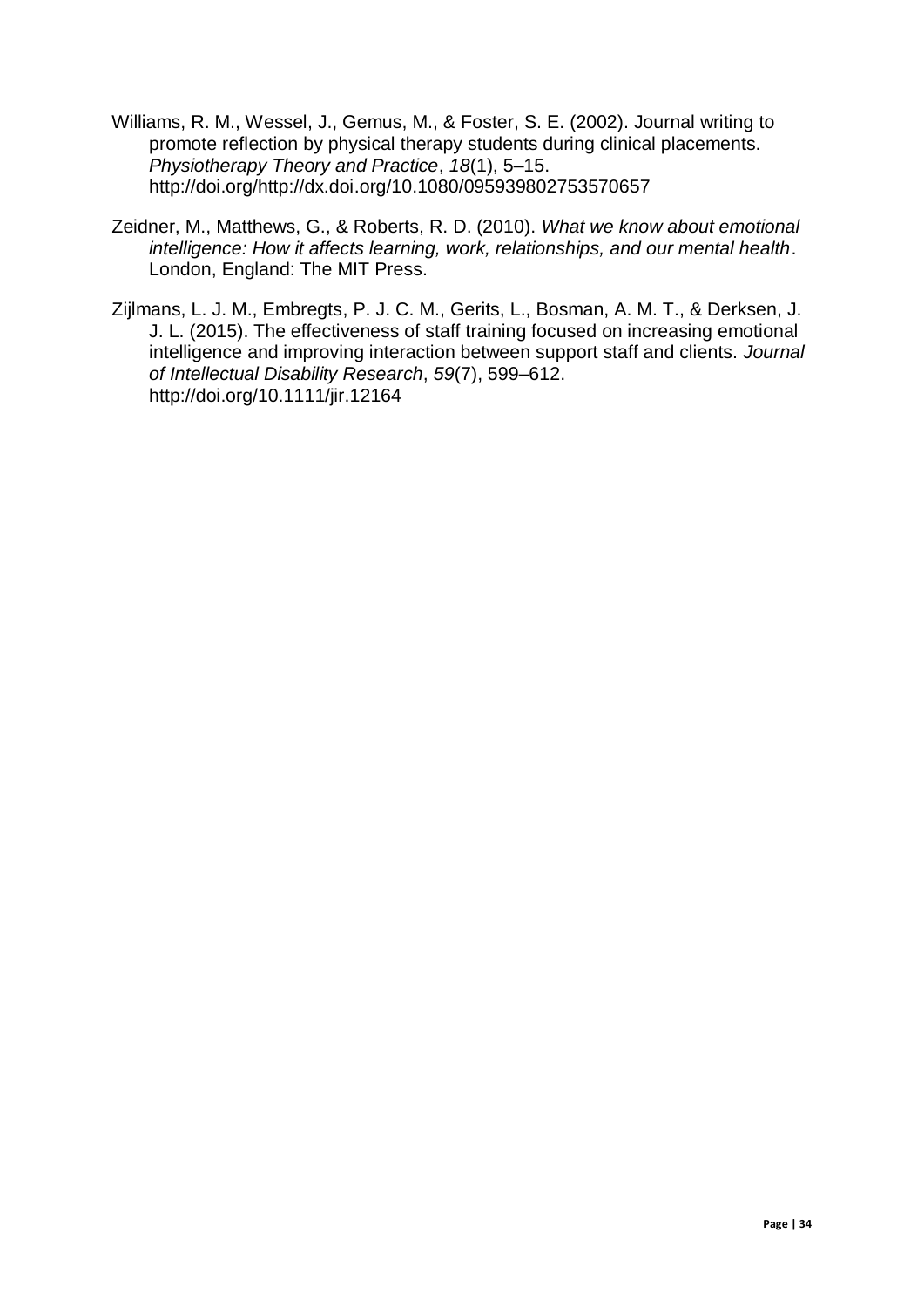Williams, R. M., Wessel, J., Gemus, M., & Foster, S. E. (2002). Journal writing to promote reflection by physical therapy students during clinical placements. *Physiotherapy Theory and Practice*, *18*(1), 5–15. http://doi.org/http://dx.doi.org/10.1080/095939802753570657

Zeidner, M., Matthews, G., & Roberts, R. D. (2010). *What we know about emotional intelligence: How it affects learning, work, relationships, and our mental health*. London, England: The MIT Press.

Zijlmans, L. J. M., Embregts, P. J. C. M., Gerits, L., Bosman, A. M. T., & Derksen, J. J. L. (2015). The effectiveness of staff training focused on increasing emotional intelligence and improving interaction between support staff and clients. *Journal of Intellectual Disability Research*, *59*(7), 599–612. http://doi.org/10.1111/jir.12164